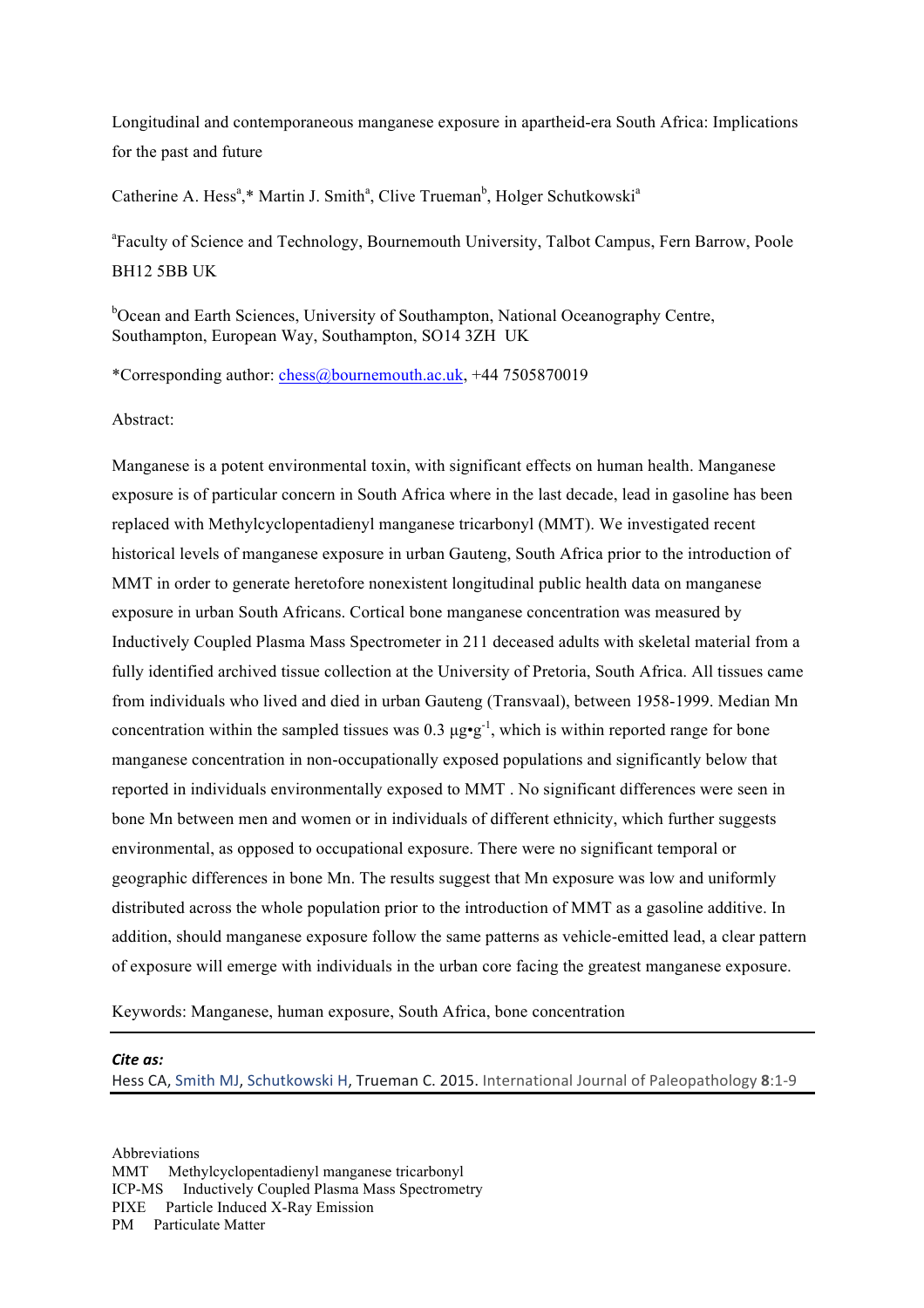# Longitudinal and contemporaneous manganese exposure in apartheid-era South Africa: Implications for the past and future

Catherine A. Hess[a],* Martin J. Smith[a], Clive Trueman[b], Holger Schutkowski[a]

[a]Faculty of Science and Technology, Bournemouth University, Talbot Campus, Fern Barrow, Poole BH12 5BB UK

[b]Ocean and Earth Sciences, University of Southampton, National Oceanography Centre, Southampton, European Way, Southampton, SO14 3ZH UK

*Corresponding author: chess@bournemouth.ac.uk, +44 7505870019

Abstract:

Manganese is a potent environmental toxin, with significant effects on human health. Manganese exposure is of particular concern in South Africa where in the last decade, lead in gasoline has been replaced with Methylcyclopentadienyl manganese tricarbonyl (MMT). We investigated recent historical levels of manganese exposure in urban Gauteng, South Africa prior to the introduction of MMT in order to generate heretofore nonexistent longitudinal public health data on manganese exposure in urban South Africans. Cortical bone manganese concentration was measured by Inductively Coupled Plasma Mass Spectrometer in 211 deceased adults with skeletal material from a fully identified archived tissue collection at the University of Pretoria, South Africa. All tissues came from individuals who lived and died in urban Gauteng (Transvaal), between 1958-1999. Median Mn concentration within the sampled tissues was 0.3 $\mu g \cdot g^{-1}$, which is within reported range for bone manganese concentration in non-occupationally exposed populations and significantly below that reported in individuals environmentally exposed to MMT . No significant differences were seen in bone Mn between men and women or in individuals of different ethnicity, which further suggests environmental, as opposed to occupational exposure. There were no significant temporal or geographic differences in bone Mn. The results suggest that Mn exposure was low and uniformly distributed across the whole population prior to the introduction of MMT as a gasoline additive. In addition, should manganese exposure follow the same patterns as vehicle-emitted lead, a clear pattern of exposure will emerge with individuals in the urban core facing the greatest manganese exposure.

Keywords: Manganese, human exposure, South Africa, bone concentration

***Cite as:***
Hess CA, Smith MJ, Schutkowski H, Trueman C. 2015. International Journal of Paleopathology **8**:1-9

Abbreviations
MMT Methylcyclopentadienyl manganese tricarbonyl
ICP-MS Inductively Coupled Plasma Mass Spectrometry
PIXE Particle Induced X-Ray Emission
PM Particulate Matter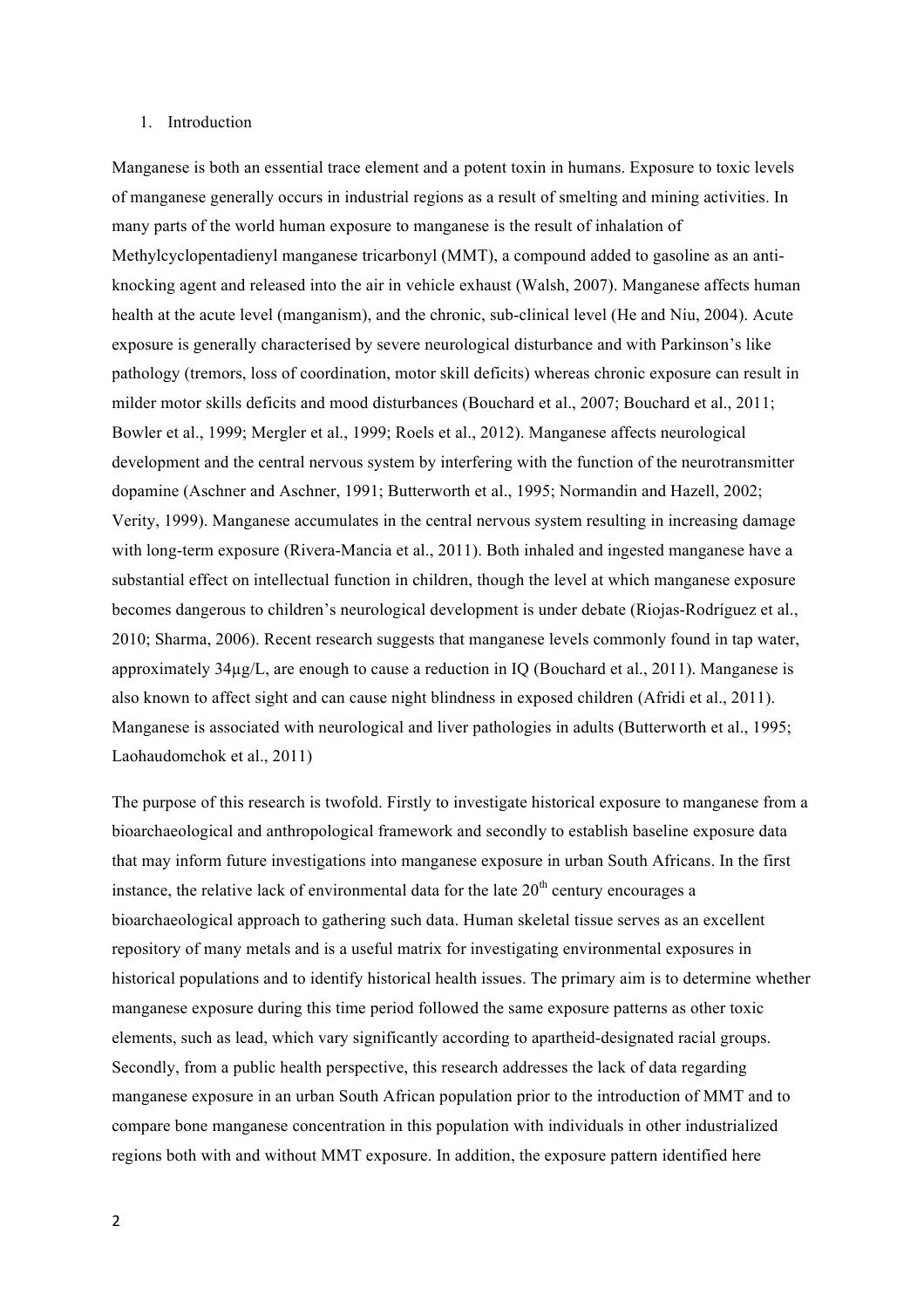## 1. Introduction

Manganese is both an essential trace element and a potent toxin in humans. Exposure to toxic levels of manganese generally occurs in industrial regions as a result of smelting and mining activities. In many parts of the world human exposure to manganese is the result of inhalation of Methylcyclopentadienyl manganese tricarbonyl (MMT), a compound added to gasoline as an anti-knocking agent and released into the air in vehicle exhaust (Walsh, 2007). Manganese affects human health at the acute level (manganism), and the chronic, sub-clinical level (He and Niu, 2004). Acute exposure is generally characterised by severe neurological disturbance and with Parkinson's like pathology (tremors, loss of coordination, motor skill deficits) whereas chronic exposure can result in milder motor skills deficits and mood disturbances (Bouchard et al., 2007; Bouchard et al., 2011; Bowler et al., 1999; Mergler et al., 1999; Roels et al., 2012). Manganese affects neurological development and the central nervous system by interfering with the function of the neurotransmitter dopamine (Aschner and Aschner, 1991; Butterworth et al., 1995; Normandin and Hazell, 2002; Verity, 1999). Manganese accumulates in the central nervous system resulting in increasing damage with long-term exposure (Rivera-Mancia et al., 2011). Both inhaled and ingested manganese have a substantial effect on intellectual function in children, though the level at which manganese exposure becomes dangerous to children's neurological development is under debate (Riojas-Rodríguez et al., 2010; Sharma, 2006). Recent research suggests that manganese levels commonly found in tap water, approximately 34µg/L, are enough to cause a reduction in IQ (Bouchard et al., 2011). Manganese is also known to affect sight and can cause night blindness in exposed children (Afridi et al., 2011). Manganese is associated with neurological and liver pathologies in adults (Butterworth et al., 1995; Laohaudomchok et al., 2011)

The purpose of this research is twofold. Firstly to investigate historical exposure to manganese from a bioarchaeological and anthropological framework and secondly to establish baseline exposure data that may inform future investigations into manganese exposure in urban South Africans. In the first instance, the relative lack of environmental data for the late 20$^{th}$ century encourages a bioarchaeological approach to gathering such data. Human skeletal tissue serves as an excellent repository of many metals and is a useful matrix for investigating environmental exposures in historical populations and to identify historical health issues. The primary aim is to determine whether manganese exposure during this time period followed the same exposure patterns as other toxic elements, such as lead, which vary significantly according to apartheid-designated racial groups. Secondly, from a public health perspective, this research addresses the lack of data regarding manganese exposure in an urban South African population prior to the introduction of MMT and to compare bone manganese concentration in this population with individuals in other industrialized regions both with and without MMT exposure. In addition, the exposure pattern identified here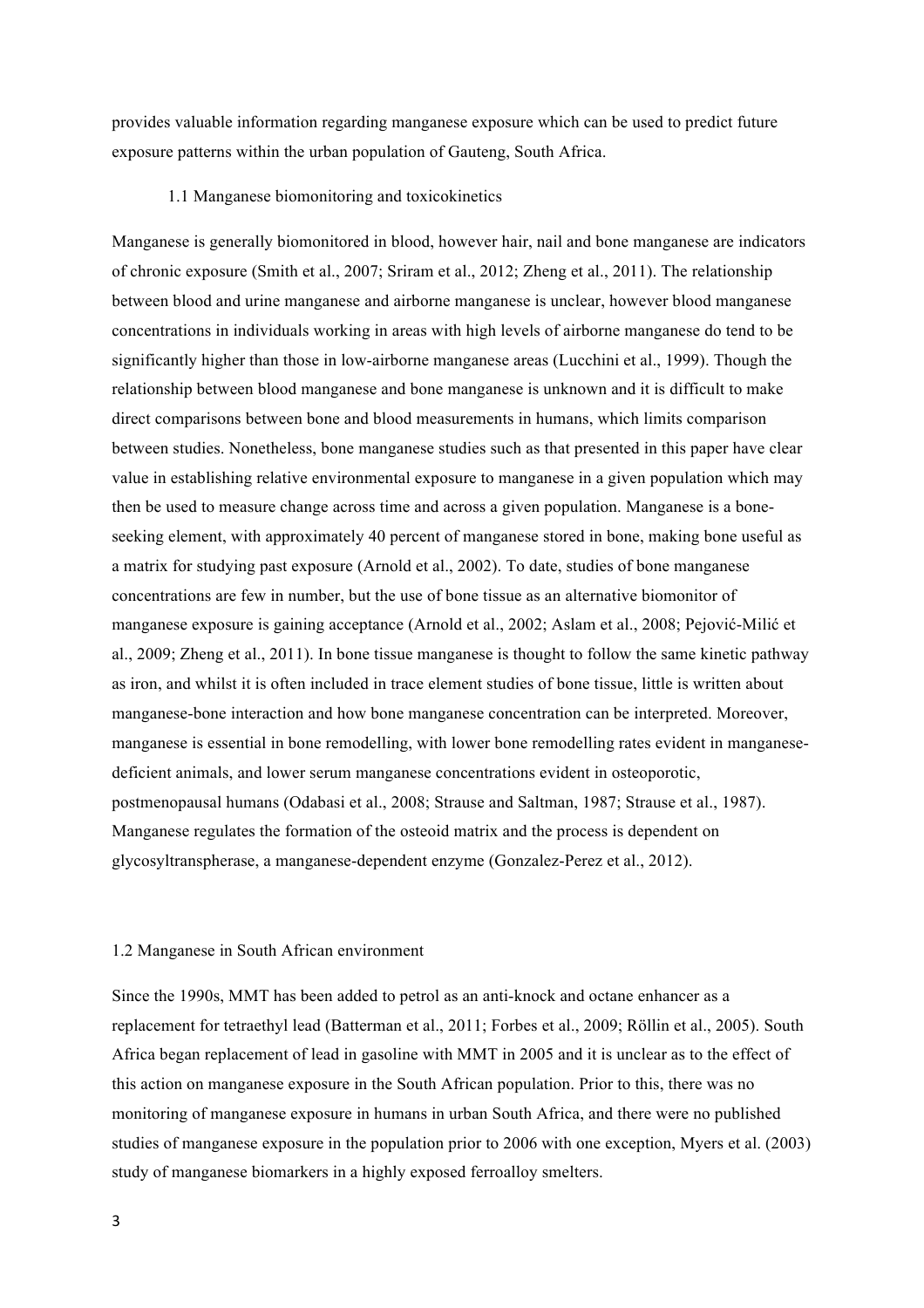provides valuable information regarding manganese exposure which can be used to predict future exposure patterns within the urban population of Gauteng, South Africa.

### 1.1 Manganese biomonitoring and toxicokinetics

Manganese is generally biomonitored in blood, however hair, nail and bone manganese are indicators of chronic exposure (Smith et al., 2007; Sriram et al., 2012; Zheng et al., 2011). The relationship between blood and urine manganese and airborne manganese is unclear, however blood manganese concentrations in individuals working in areas with high levels of airborne manganese do tend to be significantly higher than those in low-airborne manganese areas (Lucchini et al., 1999). Though the relationship between blood manganese and bone manganese is unknown and it is difficult to make direct comparisons between bone and blood measurements in humans, which limits comparison between studies. Nonetheless, bone manganese studies such as that presented in this paper have clear value in establishing relative environmental exposure to manganese in a given population which may then be used to measure change across time and across a given population. Manganese is a bone-seeking element, with approximately 40 percent of manganese stored in bone, making bone useful as a matrix for studying past exposure (Arnold et al., 2002). To date, studies of bone manganese concentrations are few in number, but the use of bone tissue as an alternative biomonitor of manganese exposure is gaining acceptance (Arnold et al., 2002; Aslam et al., 2008; Pejović-Milić et al., 2009; Zheng et al., 2011). In bone tissue manganese is thought to follow the same kinetic pathway as iron, and whilst it is often included in trace element studies of bone tissue, little is written about manganese-bone interaction and how bone manganese concentration can be interpreted. Moreover, manganese is essential in bone remodelling, with lower bone remodelling rates evident in manganese-deficient animals, and lower serum manganese concentrations evident in osteoporotic, postmenopausal humans (Odabasi et al., 2008; Strause and Saltman, 1987; Strause et al., 1987). Manganese regulates the formation of the osteoid matrix and the process is dependent on glycosyltranspherase, a manganese-dependent enzyme (Gonzalez-Perez et al., 2012).

### 1.2 Manganese in South African environment

Since the 1990s, MMT has been added to petrol as an anti-knock and octane enhancer as a replacement for tetraethyl lead (Batterman et al., 2011; Forbes et al., 2009; Röllin et al., 2005). South Africa began replacement of lead in gasoline with MMT in 2005 and it is unclear as to the effect of this action on manganese exposure in the South African population. Prior to this, there was no monitoring of manganese exposure in humans in urban South Africa, and there were no published studies of manganese exposure in the population prior to 2006 with one exception, Myers et al. (2003) study of manganese biomarkers in a highly exposed ferroalloy smelters.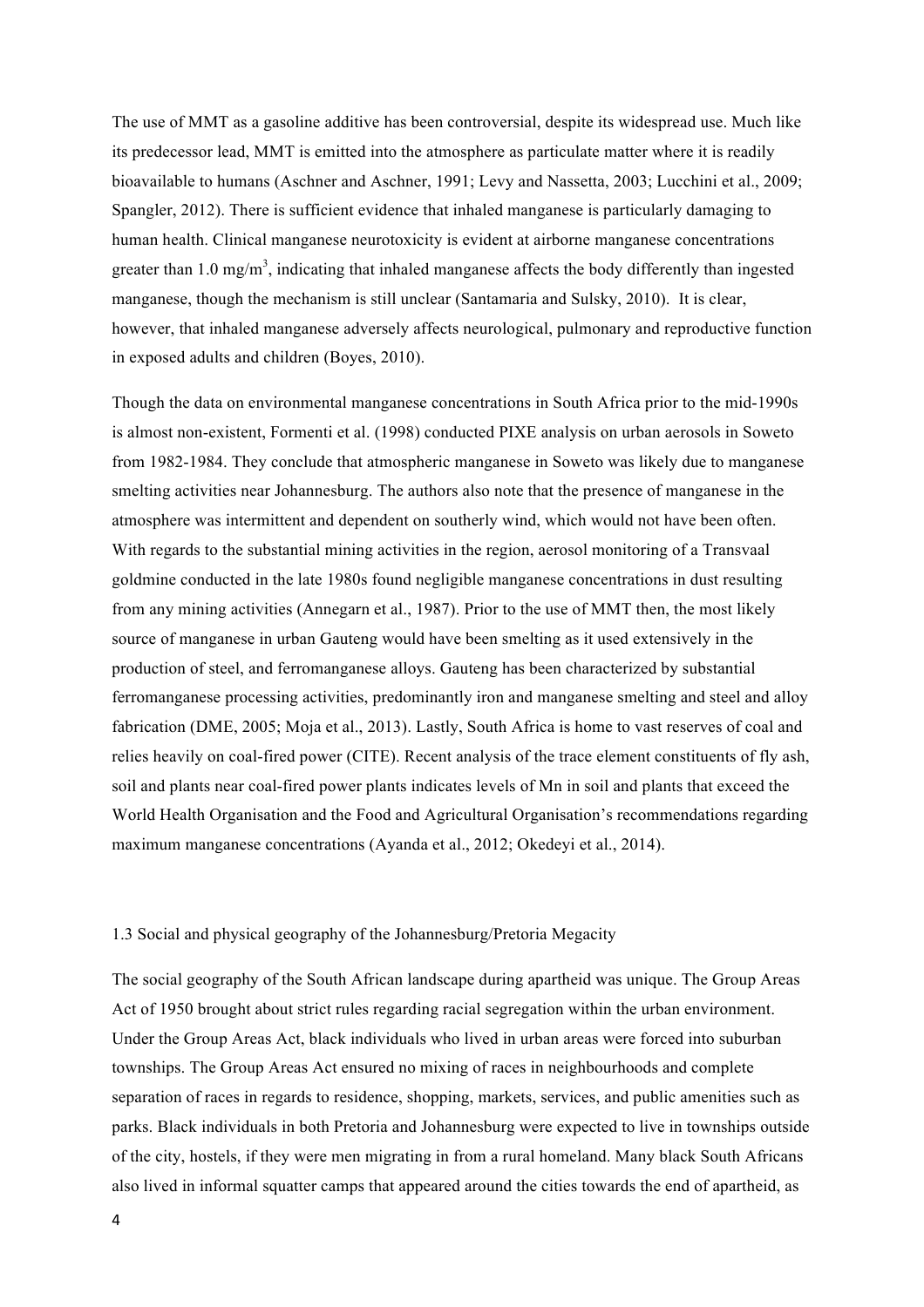The use of MMT as a gasoline additive has been controversial, despite its widespread use. Much like its predecessor lead, MMT is emitted into the atmosphere as particulate matter where it is readily bioavailable to humans (Aschner and Aschner, 1991; Levy and Nassetta, 2003; Lucchini et al., 2009; Spangler, 2012). There is sufficient evidence that inhaled manganese is particularly damaging to human health. Clinical manganese neurotoxicity is evident at airborne manganese concentrations greater than 1.0 $mg/m^3$, indicating that inhaled manganese affects the body differently than ingested manganese, though the mechanism is still unclear (Santamaria and Sulsky, 2010). It is clear, however, that inhaled manganese adversely affects neurological, pulmonary and reproductive function in exposed adults and children (Boyes, 2010).

Though the data on environmental manganese concentrations in South Africa prior to the mid-1990s is almost non-existent, Formenti et al. (1998) conducted PIXE analysis on urban aerosols in Soweto from 1982-1984. They conclude that atmospheric manganese in Soweto was likely due to manganese smelting activities near Johannesburg. The authors also note that the presence of manganese in the atmosphere was intermittent and dependent on southerly wind, which would not have been often. With regards to the substantial mining activities in the region, aerosol monitoring of a Transvaal goldmine conducted in the late 1980s found negligible manganese concentrations in dust resulting from any mining activities (Annegarn et al., 1987). Prior to the use of MMT then, the most likely source of manganese in urban Gauteng would have been smelting as it used extensively in the production of steel, and ferromanganese alloys. Gauteng has been characterized by substantial ferromanganese processing activities, predominantly iron and manganese smelting and steel and alloy fabrication (DME, 2005; Moja et al., 2013). Lastly, South Africa is home to vast reserves of coal and relies heavily on coal-fired power (CITE). Recent analysis of the trace element constituents of fly ash, soil and plants near coal-fired power plants indicates levels of Mn in soil and plants that exceed the World Health Organisation and the Food and Agricultural Organisation's recommendations regarding maximum manganese concentrations (Ayanda et al., 2012; Okedeyi et al., 2014).

### 1.3 Social and physical geography of the Johannesburg/Pretoria Megacity

The social geography of the South African landscape during apartheid was unique. The Group Areas Act of 1950 brought about strict rules regarding racial segregation within the urban environment. Under the Group Areas Act, black individuals who lived in urban areas were forced into suburban townships. The Group Areas Act ensured no mixing of races in neighbourhoods and complete separation of races in regards to residence, shopping, markets, services, and public amenities such as parks. Black individuals in both Pretoria and Johannesburg were expected to live in townships outside of the city, hostels, if they were men migrating in from a rural homeland. Many black South Africans also lived in informal squatter camps that appeared around the cities towards the end of apartheid, as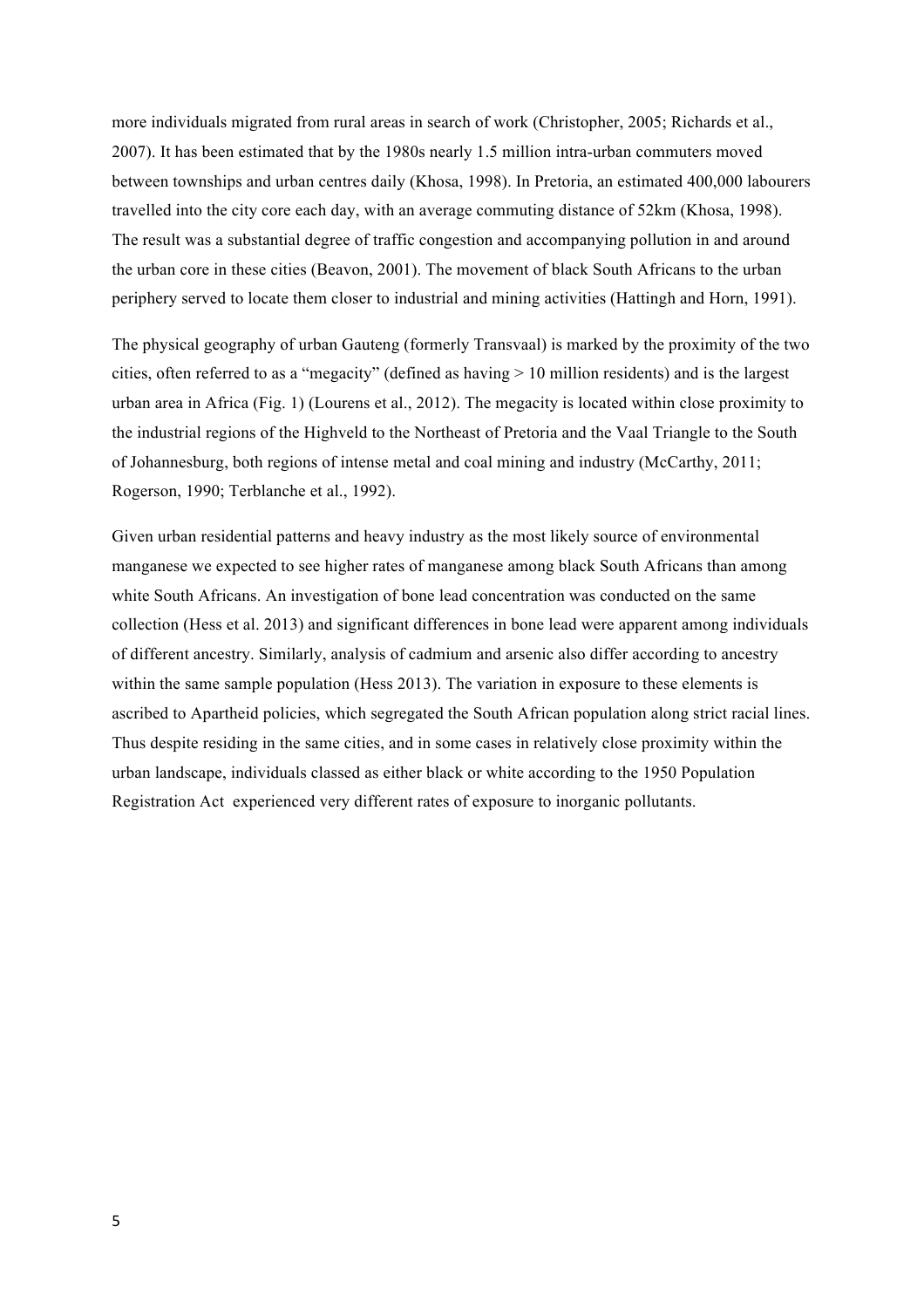more individuals migrated from rural areas in search of work (Christopher, 2005; Richards et al., 2007). It has been estimated that by the 1980s nearly 1.5 million intra-urban commuters moved between townships and urban centres daily (Khosa, 1998). In Pretoria, an estimated 400,000 labourers travelled into the city core each day, with an average commuting distance of 52km (Khosa, 1998). The result was a substantial degree of traffic congestion and accompanying pollution in and around the urban core in these cities (Beavon, 2001). The movement of black South Africans to the urban periphery served to locate them closer to industrial and mining activities (Hattingh and Horn, 1991).

The physical geography of urban Gauteng (formerly Transvaal) is marked by the proximity of the two cities, often referred to as a "megacity" (defined as having > 10 million residents) and is the largest urban area in Africa (Fig. 1) (Lourens et al., 2012). The megacity is located within close proximity to the industrial regions of the Highveld to the Northeast of Pretoria and the Vaal Triangle to the South of Johannesburg, both regions of intense metal and coal mining and industry (McCarthy, 2011; Rogerson, 1990; Terblanche et al., 1992).

Given urban residential patterns and heavy industry as the most likely source of environmental manganese we expected to see higher rates of manganese among black South Africans than among white South Africans. An investigation of bone lead concentration was conducted on the same collection (Hess et al. 2013) and significant differences in bone lead were apparent among individuals of different ancestry. Similarly, analysis of cadmium and arsenic also differ according to ancestry within the same sample population (Hess 2013). The variation in exposure to these elements is ascribed to Apartheid policies, which segregated the South African population along strict racial lines. Thus despite residing in the same cities, and in some cases in relatively close proximity within the urban landscape, individuals classed as either black or white according to the 1950 Population Registration Act experienced very different rates of exposure to inorganic pollutants.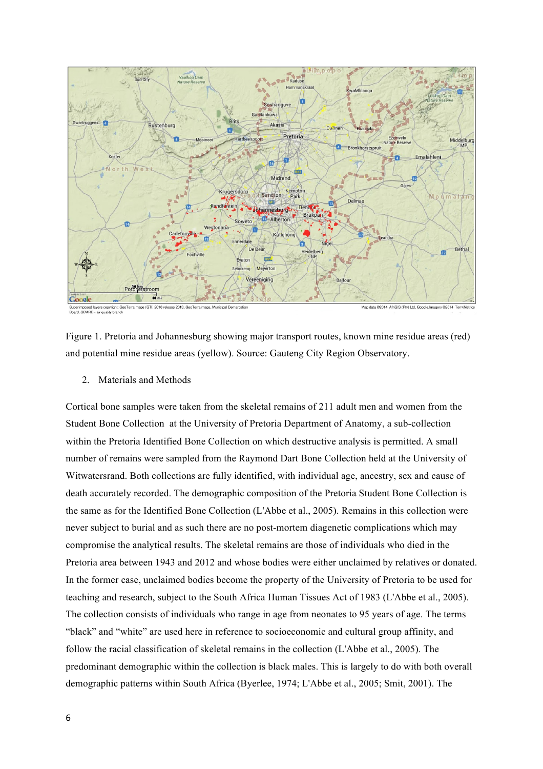Figure 1. Pretoria and Johannesburg showing major transport routes, known mine residue areas (red) and potential mine residue areas (yellow). Source: Gauteng City Region Observatory.

## 2. Materials and Methods

Cortical bone samples were taken from the skeletal remains of 211 adult men and women from the Student Bone Collection at the University of Pretoria Department of Anatomy, a sub-collection within the Pretoria Identified Bone Collection on which destructive analysis is permitted. A small number of remains were sampled from the Raymond Dart Bone Collection held at the University of Witwatersrand. Both collections are fully identified, with individual age, ancestry, sex and cause of death accurately recorded. The demographic composition of the Pretoria Student Bone Collection is the same as for the Identified Bone Collection (L'Abbe et al., 2005). Remains in this collection were never subject to burial and as such there are no post-mortem diagenetic complications which may compromise the analytical results. The skeletal remains are those of individuals who died in the Pretoria area between 1943 and 2012 and whose bodies were either unclaimed by relatives or donated. In the former case, unclaimed bodies become the property of the University of Pretoria to be used for teaching and research, subject to the South Africa Human Tissues Act of 1983 (L'Abbe et al., 2005). The collection consists of individuals who range in age from neonates to 95 years of age. The terms "black" and "white" are used here in reference to socioeconomic and cultural group affinity, and follow the racial classification of skeletal remains in the collection (L'Abbe et al., 2005). The predominant demographic within the collection is black males. This is largely to do with both overall demographic patterns within South Africa (Byerlee, 1974; L'Abbe et al., 2005; Smit, 2001). The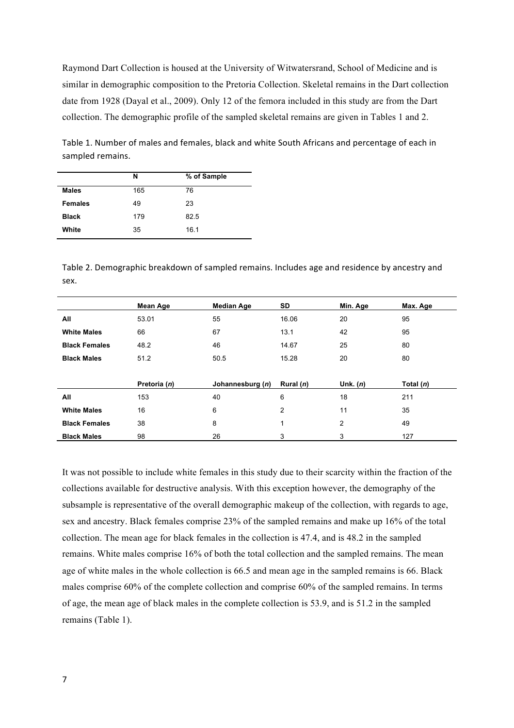Raymond Dart Collection is housed at the University of Witwatersrand, School of Medicine and is similar in demographic composition to the Pretoria Collection. Skeletal remains in the Dart collection date from 1928 (Dayal et al., 2009). Only 12 of the femora included in this study are from the Dart collection. The demographic profile of the sampled skeletal remains are given in Tables 1 and 2.

Table 1. Number of males and females, black and white South Africans and percentage of each in sampled remains.

| | N | % of Sample |
|---|---|---|
| **Males** | 165 | 76 |
| **Females** | 49 | 23 |
| **Black** | 179 | 82.5 |
| **White** | 35 | 16.1 |

Table 2. Demographic breakdown of sampled remains. Includes age and residence by ancestry and sex.

| | Mean Age | Median Age | SD | Min. Age | Max. Age |
|---|---|---|---|---|---|
| **All** | 53.01 | 55 | 16.06 | 20 | 95 |
| **White Males** | 66 | 67 | 13.1 | 42 | 95 |
| **Black Females** | 48.2 | 46 | 14.67 | 25 | 80 |
| **Black Males** | 51.2 | 50.5 | 15.28 | 20 | 80 |
| | **Pretoria (*n*)** | **Johannesburg (*n*)** | **Rural (*n*)** | **Unk. (*n*)** | **Total (*n*)** |
| **All** | 153 | 40 | 6 | 18 | 211 |
| **White Males** | 16 | 6 | 2 | 11 | 35 |
| **Black Females** | 38 | 8 | 1 | 2 | 49 |
| **Black Males** | 98 | 26 | 3 | 3 | 127 |

It was not possible to include white females in this study due to their scarcity within the fraction of the collections available for destructive analysis. With this exception however, the demography of the subsample is representative of the overall demographic makeup of the collection, with regards to age, sex and ancestry. Black females comprise 23% of the sampled remains and make up 16% of the total collection. The mean age for black females in the collection is 47.4, and is 48.2 in the sampled remains. White males comprise 16% of both the total collection and the sampled remains. The mean age of white males in the whole collection is 66.5 and mean age in the sampled remains is 66. Black males comprise 60% of the complete collection and comprise 60% of the sampled remains. In terms of age, the mean age of black males in the complete collection is 53.9, and is 51.2 in the sampled remains (Table 1).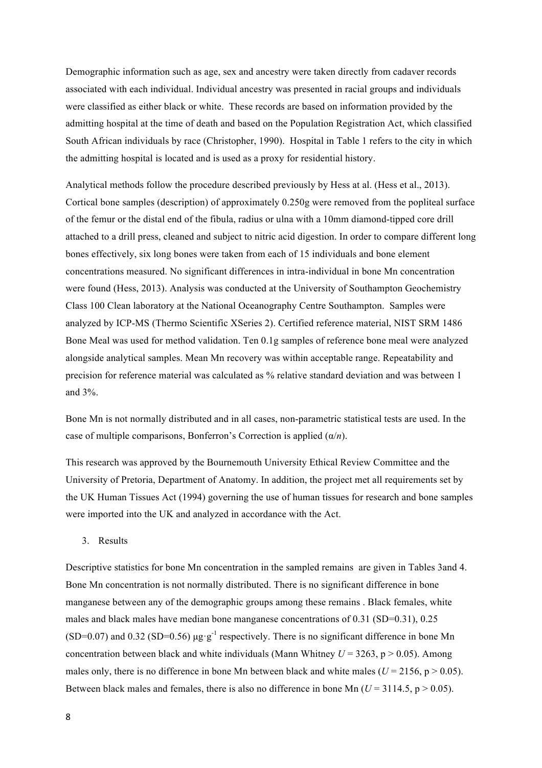Demographic information such as age, sex and ancestry were taken directly from cadaver records associated with each individual. Individual ancestry was presented in racial groups and individuals were classified as either black or white. These records are based on information provided by the admitting hospital at the time of death and based on the Population Registration Act, which classified South African individuals by race (Christopher, 1990). Hospital in Table 1 refers to the city in which the admitting hospital is located and is used as a proxy for residential history.

Analytical methods follow the procedure described previously by Hess at al. (Hess et al., 2013). Cortical bone samples (description) of approximately 0.250g were removed from the popliteal surface of the femur or the distal end of the fibula, radius or ulna with a 10mm diamond-tipped core drill attached to a drill press, cleaned and subject to nitric acid digestion. In order to compare different long bones effectively, six long bones were taken from each of 15 individuals and bone element concentrations measured. No significant differences in intra-individual in bone Mn concentration were found (Hess, 2013). Analysis was conducted at the University of Southampton Geochemistry Class 100 Clean laboratory at the National Oceanography Centre Southampton. Samples were analyzed by ICP-MS (Thermo Scientific XSeries 2). Certified reference material, NIST SRM 1486 Bone Meal was used for method validation. Ten 0.1g samples of reference bone meal were analyzed alongside analytical samples. Mean Mn recovery was within acceptable range. Repeatability and precision for reference material was calculated as % relative standard deviation and was between 1 and 3%.

Bone Mn is not normally distributed and in all cases, non-parametric statistical tests are used. In the case of multiple comparisons, Bonferron's Correction is applied ($\alpha/n$).

This research was approved by the Bournemouth University Ethical Review Committee and the University of Pretoria, Department of Anatomy. In addition, the project met all requirements set by the UK Human Tissues Act (1994) governing the use of human tissues for research and bone samples were imported into the UK and analyzed in accordance with the Act.

## 3. Results

Descriptive statistics for bone Mn concentration in the sampled remains are given in Tables 3and 4. Bone Mn concentration is not normally distributed. There is no significant difference in bone manganese between any of the demographic groups among these remains . Black females, white males and black males have median bone manganese concentrations of 0.31 (SD=0.31), 0.25 (SD=0.07) and 0.32 (SD=0.56) $\mu g \cdot g^{-1}$ respectively. There is no significant difference in bone Mn concentration between black and white individuals (Mann Whitney $U = 3263$, $p > 0.05$). Among males only, there is no difference in bone Mn between black and white males ($U = 2156$, $p > 0.05$). Between black males and females, there is also no difference in bone Mn ($U = 3114.5$, $p > 0.05$).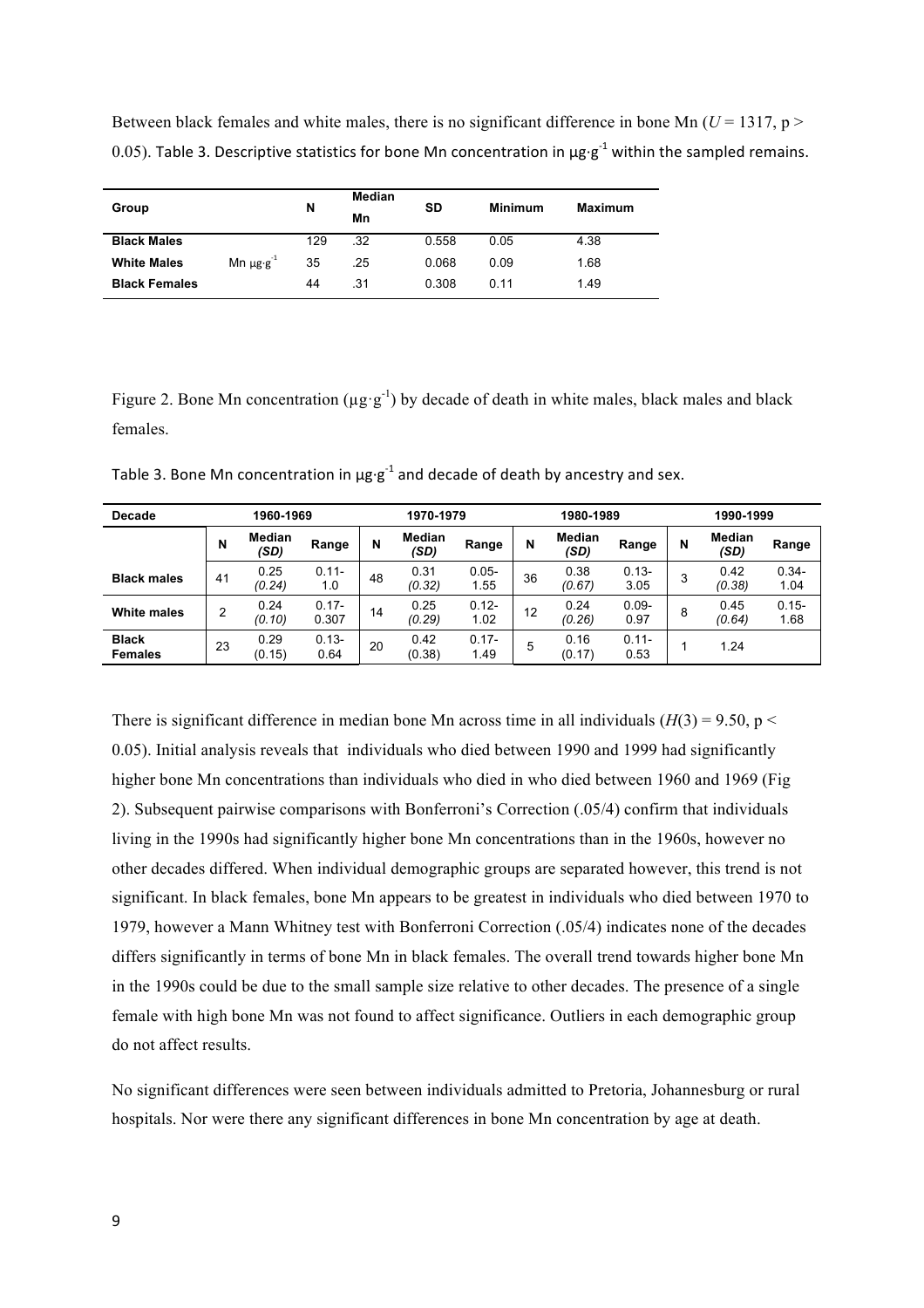Between black females and white males, there is no significant difference in bone Mn ($U$ = 1317, $p > 0.05$). Table 3. Descriptive statistics for bone Mn concentration in $\mu g{\cdot}g^{-1}$ within the sampled remains.

| Group | | N | Median Mn | SD | Minimum | Maximum |
|---|---|---|---|---|---|---|
| **Black Males** | | 129 | .32 | 0.558 | 0.05 | 4.38 |
| **White Males** | Mn $\mu g{\cdot}g^{-1}$ | 35 | .25 | 0.068 | 0.09 | 1.68 |
| **Black Females** | | 44 | .31 | 0.308 | 0.11 | 1.49 |

Figure 2. Bone Mn concentration ($\mu g{\cdot}g^{-1}$) by decade of death in white males, black males and black females.

Table 3. Bone Mn concentration in $\mu g{\cdot}g^{-1}$ and decade of death by ancestry and sex.

| Decade | 1960-1969 | | | 1970-1979 | | | 1980-1989 | | | 1990-1999 | | |
|---|---|---|---|---|---|---|---|---|---|---|---|---|
| | N | Median *(SD)* | Range | N | Median *(SD)* | Range | N | Median *(SD)* | Range | N | Median *(SD)* | Range |
| **Black males** | 41 | 0.25 *(0.24)* | 0.11-1.0 | 48 | 0.31 *(0.32)* | 0.05-1.55 | 36 | 0.38 *(0.67)* | 0.13-3.05 | 3 | 0.42 *(0.38)* | 0.34-1.04 |
| **White males** | 2 | 0.24 *(0.10)* | 0.17-0.307 | 14 | 0.25 *(0.29)* | 0.12-1.02 | 12 | 0.24 *(0.26)* | 0.09-0.97 | 8 | 0.45 *(0.64)* | 0.15-1.68 |
| **Black Females** | 23 | 0.29 (0.15) | 0.13-0.64 | 20 | 0.42 (0.38) | 0.17-1.49 | 5 | 0.16 (0.17) | 0.11-0.53 | 1 | 1.24 | |

There is significant difference in median bone Mn across time in all individuals ($H(3) = 9.50$, $p < 0.05$). Initial analysis reveals that individuals who died between 1990 and 1999 had significantly higher bone Mn concentrations than individuals who died in who died between 1960 and 1969 (Fig 2). Subsequent pairwise comparisons with Bonferroni's Correction (.05/4) confirm that individuals living in the 1990s had significantly higher bone Mn concentrations than in the 1960s, however no other decades differed. When individual demographic groups are separated however, this trend is not significant. In black females, bone Mn appears to be greatest in individuals who died between 1970 to 1979, however a Mann Whitney test with Bonferroni Correction (.05/4) indicates none of the decades differs significantly in terms of bone Mn in black females. The overall trend towards higher bone Mn in the 1990s could be due to the small sample size relative to other decades. The presence of a single female with high bone Mn was not found to affect significance. Outliers in each demographic group do not affect results.

No significant differences were seen between individuals admitted to Pretoria, Johannesburg or rural hospitals. Nor were there any significant differences in bone Mn concentration by age at death.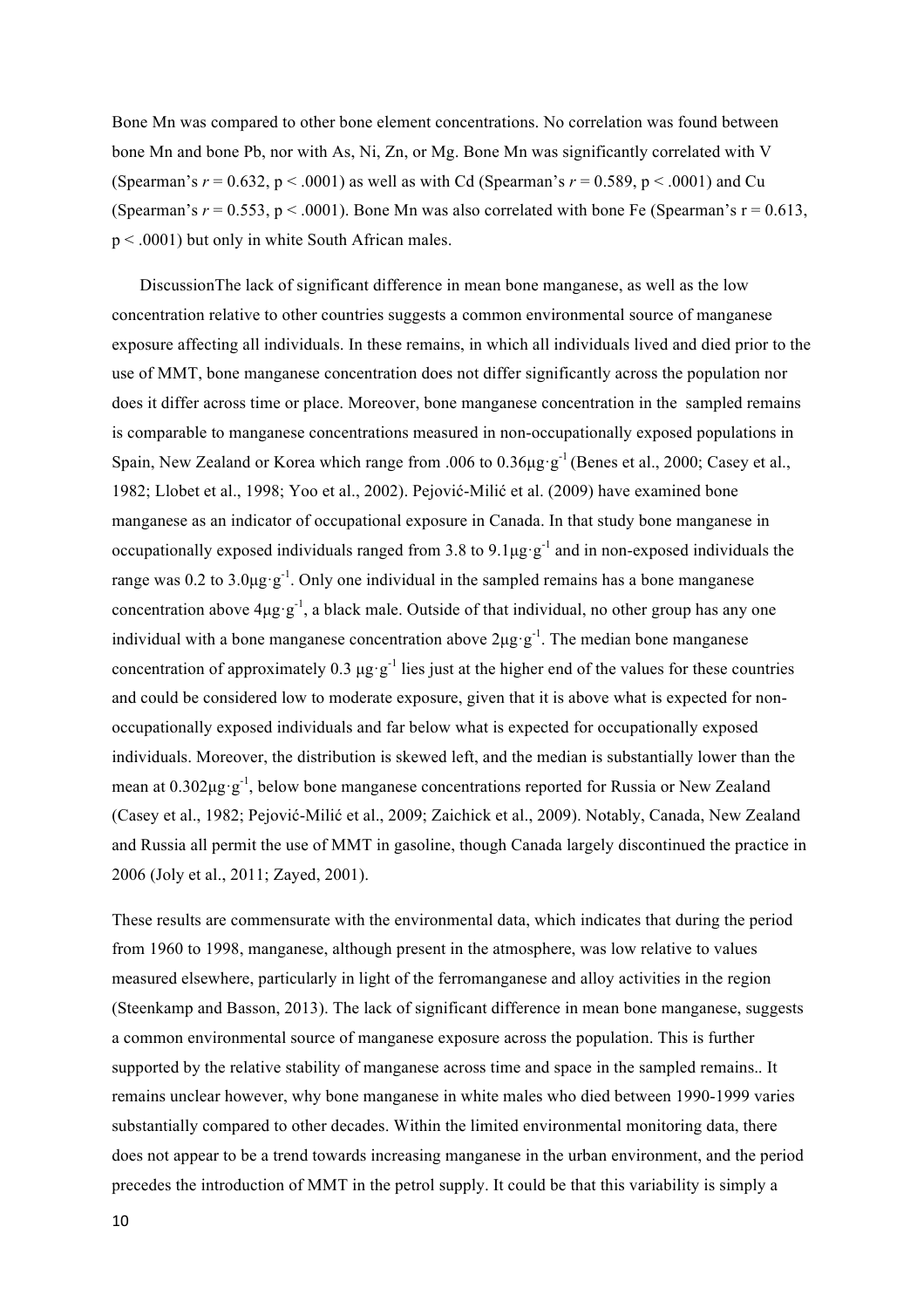Bone Mn was compared to other bone element concentrations. No correlation was found between bone Mn and bone Pb, nor with As, Ni, Zn, or Mg. Bone Mn was significantly correlated with V (Spearman's $r = 0.632$, $p < .0001$) as well as with Cd (Spearman's $r = 0.589$, $p < .0001$) and Cu (Spearman's $r = 0.553$, $p < .0001$). Bone Mn was also correlated with bone Fe (Spearman's $r = 0.613$, $p < .0001$) but only in white South African males.

## Discussion

The lack of significant difference in mean bone manganese, as well as the low concentration relative to other countries suggests a common environmental source of manganese exposure affecting all individuals. In these remains, in which all individuals lived and died prior to the use of MMT, bone manganese concentration does not differ significantly across the population nor does it differ across time or place. Moreover, bone manganese concentration in the sampled remains is comparable to manganese concentrations measured in non-occupationally exposed populations in Spain, New Zealand or Korea which range from .006 to 0.36μg·g$^{-1}$ (Benes et al., 2000; Casey et al., 1982; Llobet et al., 1998; Yoo et al., 2002). Pejović-Milić et al. (2009) have examined bone manganese as an indicator of occupational exposure in Canada. In that study bone manganese in occupationally exposed individuals ranged from 3.8 to 9.1μg·g$^{-1}$ and in non-exposed individuals the range was 0.2 to 3.0μg·g$^{-1}$. Only one individual in the sampled remains has a bone manganese concentration above 4μg·g$^{-1}$, a black male. Outside of that individual, no other group has any one individual with a bone manganese concentration above 2μg·g$^{-1}$. The median bone manganese concentration of approximately 0.3 μg·g$^{-1}$ lies just at the higher end of the values for these countries and could be considered low to moderate exposure, given that it is above what is expected for non-occupationally exposed individuals and far below what is expected for occupationally exposed individuals. Moreover, the distribution is skewed left, and the median is substantially lower than the mean at 0.302μg·g$^{-1}$, below bone manganese concentrations reported for Russia or New Zealand (Casey et al., 1982; Pejović-Milić et al., 2009; Zaichick et al., 2009). Notably, Canada, New Zealand and Russia all permit the use of MMT in gasoline, though Canada largely discontinued the practice in 2006 (Joly et al., 2011; Zayed, 2001).

These results are commensurate with the environmental data, which indicates that during the period from 1960 to 1998, manganese, although present in the atmosphere, was low relative to values measured elsewhere, particularly in light of the ferromanganese and alloy activities in the region (Steenkamp and Basson, 2013). The lack of significant difference in mean bone manganese, suggests a common environmental source of manganese exposure across the population. This is further supported by the relative stability of manganese across time and space in the sampled remains.. It remains unclear however, why bone manganese in white males who died between 1990-1999 varies substantially compared to other decades. Within the limited environmental monitoring data, there does not appear to be a trend towards increasing manganese in the urban environment, and the period precedes the introduction of MMT in the petrol supply. It could be that this variability is simply a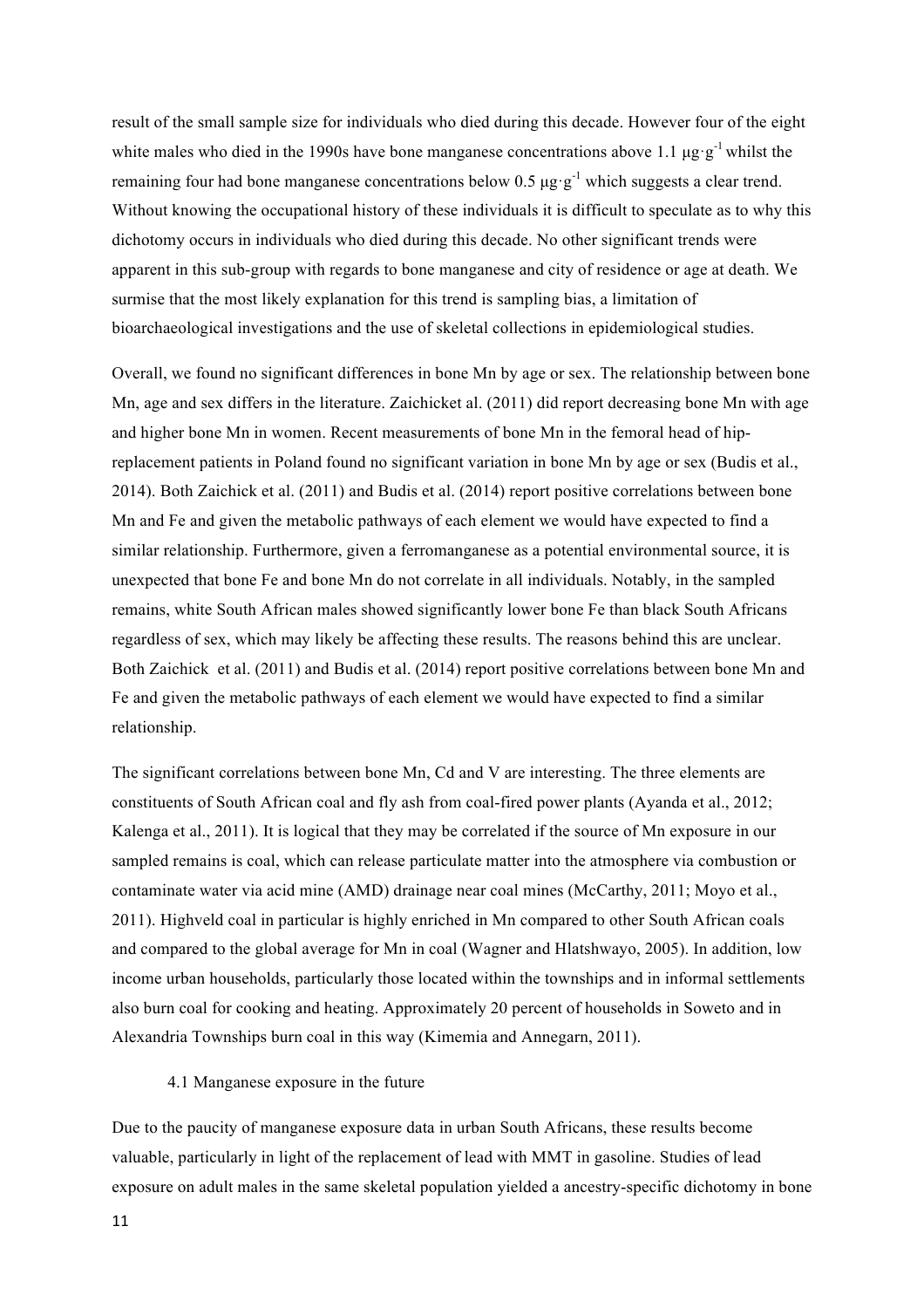result of the small sample size for individuals who died during this decade. However four of the eight white males who died in the 1990s have bone manganese concentrations above 1.1 $\mu g \cdot g^{-1}$ whilst the remaining four had bone manganese concentrations below 0.5 $\mu g \cdot g^{-1}$ which suggests a clear trend. Without knowing the occupational history of these individuals it is difficult to speculate as to why this dichotomy occurs in individuals who died during this decade. No other significant trends were apparent in this sub-group with regards to bone manganese and city of residence or age at death. We surmise that the most likely explanation for this trend is sampling bias, a limitation of bioarchaeological investigations and the use of skeletal collections in epidemiological studies.

Overall, we found no significant differences in bone Mn by age or sex. The relationship between bone Mn, age and sex differs in the literature. Zaichicket al. (2011) did report decreasing bone Mn with age and higher bone Mn in women. Recent measurements of bone Mn in the femoral head of hip-replacement patients in Poland found no significant variation in bone Mn by age or sex (Budis et al., 2014). Both Zaichick et al. (2011) and Budis et al. (2014) report positive correlations between bone Mn and Fe and given the metabolic pathways of each element we would have expected to find a similar relationship. Furthermore, given a ferromanganese as a potential environmental source, it is unexpected that bone Fe and bone Mn do not correlate in all individuals. Notably, in the sampled remains, white South African males showed significantly lower bone Fe than black South Africans regardless of sex, which may likely be affecting these results. The reasons behind this are unclear. Both Zaichick et al. (2011) and Budis et al. (2014) report positive correlations between bone Mn and Fe and given the metabolic pathways of each element we would have expected to find a similar relationship.

The significant correlations between bone Mn, Cd and V are interesting. The three elements are constituents of South African coal and fly ash from coal-fired power plants (Ayanda et al., 2012; Kalenga et al., 2011). It is logical that they may be correlated if the source of Mn exposure in our sampled remains is coal, which can release particulate matter into the atmosphere via combustion or contaminate water via acid mine (AMD) drainage near coal mines (McCarthy, 2011; Moyo et al., 2011). Highveld coal in particular is highly enriched in Mn compared to other South African coals and compared to the global average for Mn in coal (Wagner and Hlatshwayo, 2005). In addition, low income urban households, particularly those located within the townships and in informal settlements also burn coal for cooking and heating. Approximately 20 percent of households in Soweto and in Alexandria Townships burn coal in this way (Kimemia and Annegarn, 2011).

### 4.1 Manganese exposure in the future

Due to the paucity of manganese exposure data in urban South Africans, these results become valuable, particularly in light of the replacement of lead with MMT in gasoline. Studies of lead exposure on adult males in the same skeletal population yielded a ancestry-specific dichotomy in bone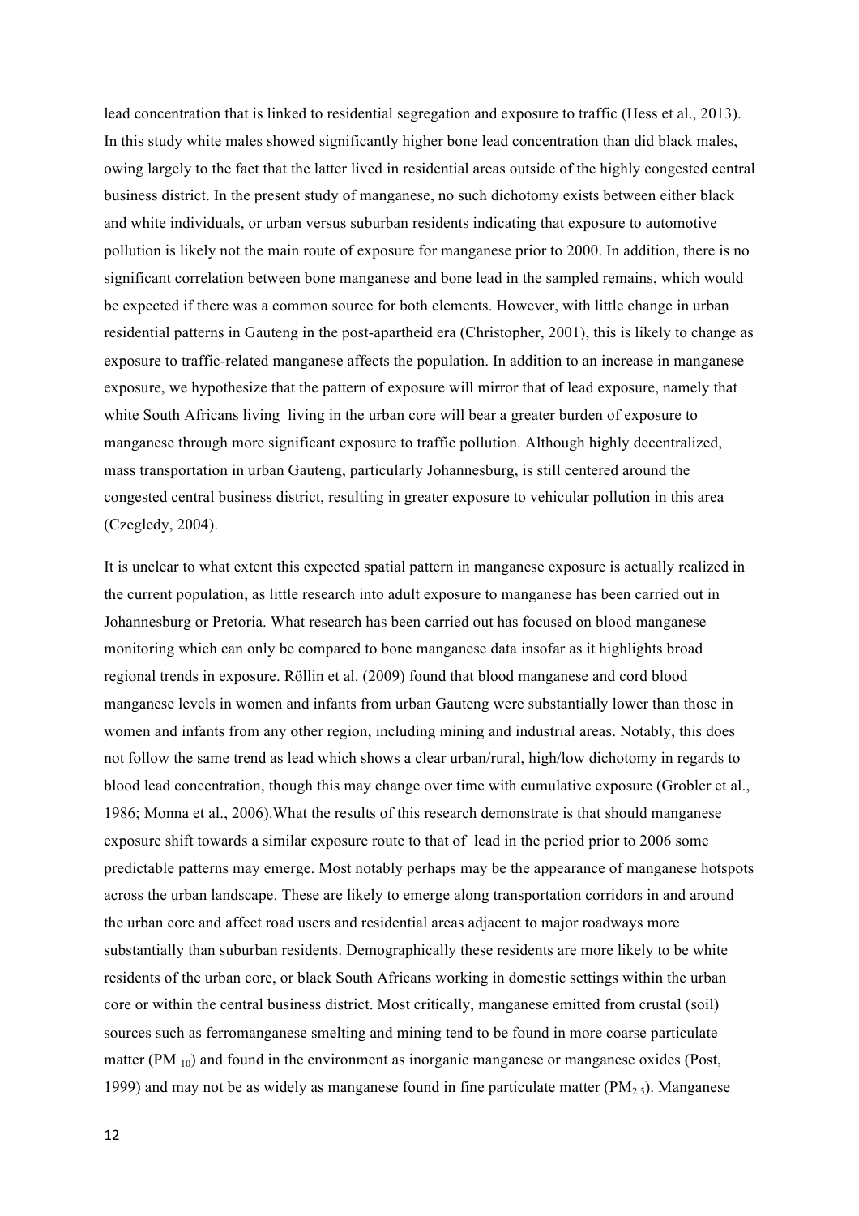lead concentration that is linked to residential segregation and exposure to traffic (Hess et al., 2013). In this study white males showed significantly higher bone lead concentration than did black males, owing largely to the fact that the latter lived in residential areas outside of the highly congested central business district. In the present study of manganese, no such dichotomy exists between either black and white individuals, or urban versus suburban residents indicating that exposure to automotive pollution is likely not the main route of exposure for manganese prior to 2000. In addition, there is no significant correlation between bone manganese and bone lead in the sampled remains, which would be expected if there was a common source for both elements. However, with little change in urban residential patterns in Gauteng in the post-apartheid era (Christopher, 2001), this is likely to change as exposure to traffic-related manganese affects the population. In addition to an increase in manganese exposure, we hypothesize that the pattern of exposure will mirror that of lead exposure, namely that white South Africans living living in the urban core will bear a greater burden of exposure to manganese through more significant exposure to traffic pollution. Although highly decentralized, mass transportation in urban Gauteng, particularly Johannesburg, is still centered around the congested central business district, resulting in greater exposure to vehicular pollution in this area (Czegledy, 2004).

It is unclear to what extent this expected spatial pattern in manganese exposure is actually realized in the current population, as little research into adult exposure to manganese has been carried out in Johannesburg or Pretoria. What research has been carried out has focused on blood manganese monitoring which can only be compared to bone manganese data insofar as it highlights broad regional trends in exposure. Röllin et al. (2009) found that blood manganese and cord blood manganese levels in women and infants from urban Gauteng were substantially lower than those in women and infants from any other region, including mining and industrial areas. Notably, this does not follow the same trend as lead which shows a clear urban/rural, high/low dichotomy in regards to blood lead concentration, though this may change over time with cumulative exposure (Grobler et al., 1986; Monna et al., 2006).What the results of this research demonstrate is that should manganese exposure shift towards a similar exposure route to that of lead in the period prior to 2006 some predictable patterns may emerge. Most notably perhaps may be the appearance of manganese hotspots across the urban landscape. These are likely to emerge along transportation corridors in and around the urban core and affect road users and residential areas adjacent to major roadways more substantially than suburban residents. Demographically these residents are more likely to be white residents of the urban core, or black South Africans working in domestic settings within the urban core or within the central business district. Most critically, manganese emitted from crustal (soil) sources such as ferromanganese smelting and mining tend to be found in more coarse particulate matter ($PM_{10}$) and found in the environment as inorganic manganese or manganese oxides (Post, 1999) and may not be as widely as manganese found in fine particulate matter ($PM_{2.5}$). Manganese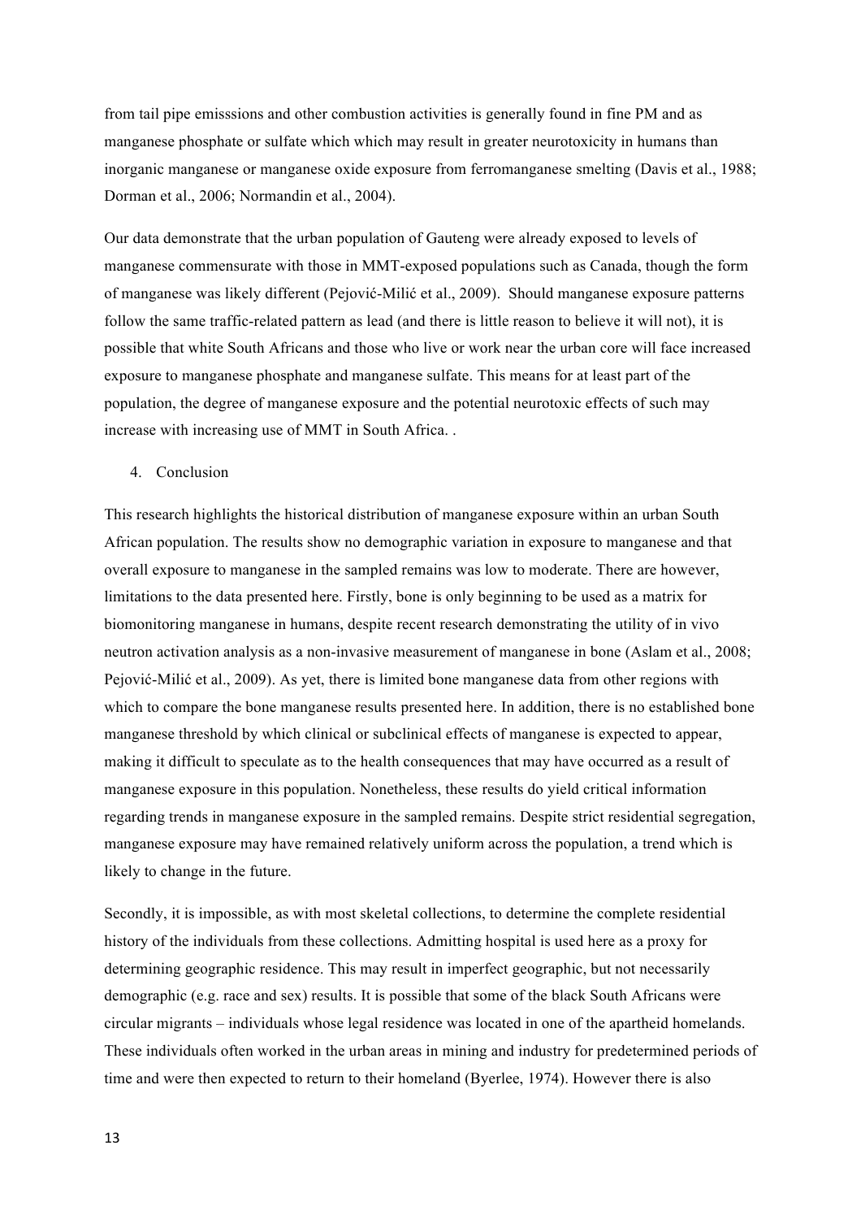from tail pipe emisssions and other combustion activities is generally found in fine PM and as manganese phosphate or sulfate which which may result in greater neurotoxicity in humans than inorganic manganese or manganese oxide exposure from ferromanganese smelting (Davis et al., 1988; Dorman et al., 2006; Normandin et al., 2004).

Our data demonstrate that the urban population of Gauteng were already exposed to levels of manganese commensurate with those in MMT-exposed populations such as Canada, though the form of manganese was likely different (Pejović-Milić et al., 2009). Should manganese exposure patterns follow the same traffic-related pattern as lead (and there is little reason to believe it will not), it is possible that white South Africans and those who live or work near the urban core will face increased exposure to manganese phosphate and manganese sulfate. This means for at least part of the population, the degree of manganese exposure and the potential neurotoxic effects of such may increase with increasing use of MMT in South Africa. .

## 4. Conclusion

This research highlights the historical distribution of manganese exposure within an urban South African population. The results show no demographic variation in exposure to manganese and that overall exposure to manganese in the sampled remains was low to moderate. There are however, limitations to the data presented here. Firstly, bone is only beginning to be used as a matrix for biomonitoring manganese in humans, despite recent research demonstrating the utility of in vivo neutron activation analysis as a non-invasive measurement of manganese in bone (Aslam et al., 2008; Pejović-Milić et al., 2009). As yet, there is limited bone manganese data from other regions with which to compare the bone manganese results presented here. In addition, there is no established bone manganese threshold by which clinical or subclinical effects of manganese is expected to appear, making it difficult to speculate as to the health consequences that may have occurred as a result of manganese exposure in this population. Nonetheless, these results do yield critical information regarding trends in manganese exposure in the sampled remains. Despite strict residential segregation, manganese exposure may have remained relatively uniform across the population, a trend which is likely to change in the future.

Secondly, it is impossible, as with most skeletal collections, to determine the complete residential history of the individuals from these collections. Admitting hospital is used here as a proxy for determining geographic residence. This may result in imperfect geographic, but not necessarily demographic (e.g. race and sex) results. It is possible that some of the black South Africans were circular migrants – individuals whose legal residence was located in one of the apartheid homelands. These individuals often worked in the urban areas in mining and industry for predetermined periods of time and were then expected to return to their homeland (Byerlee, 1974). However there is also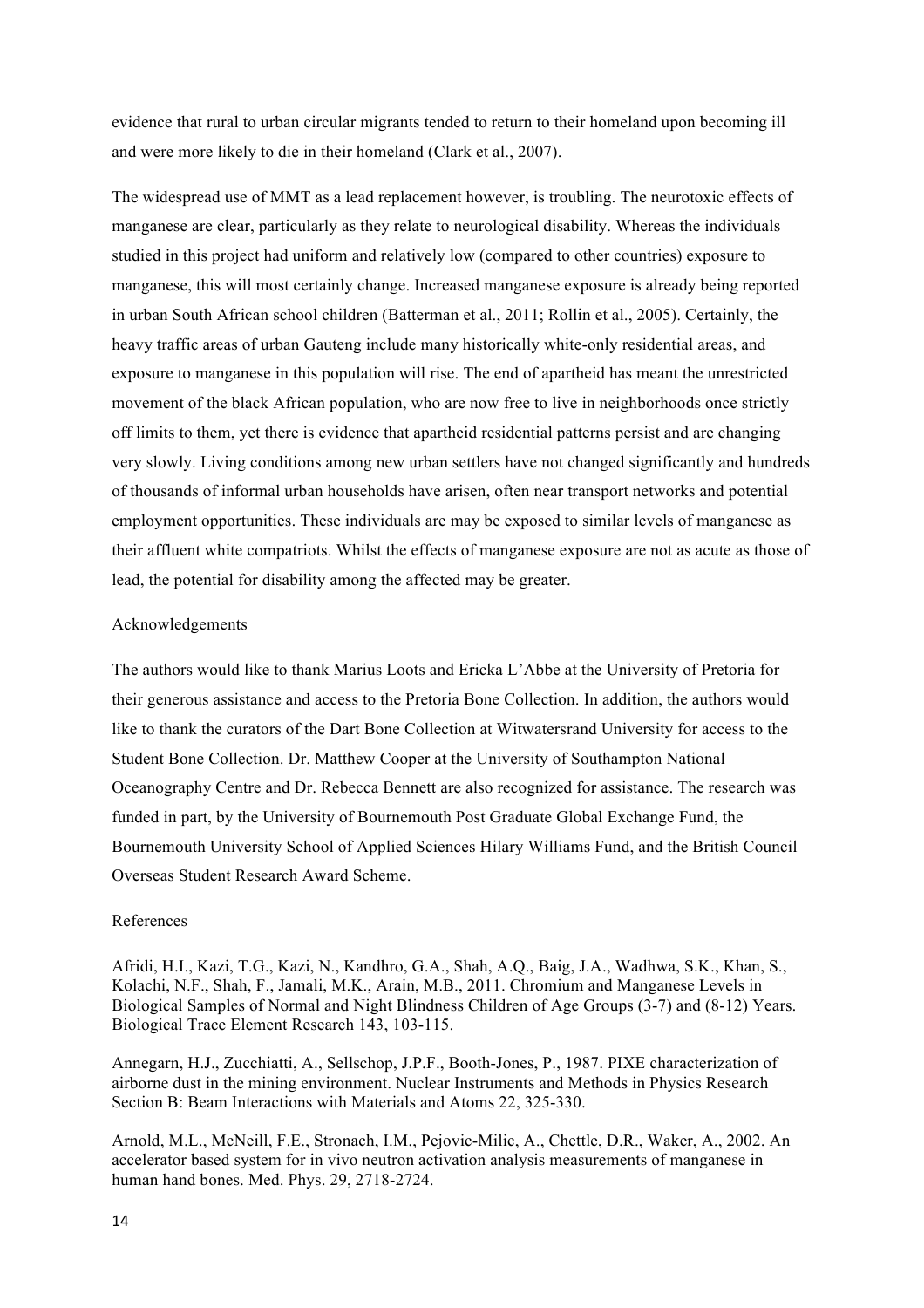evidence that rural to urban circular migrants tended to return to their homeland upon becoming ill and were more likely to die in their homeland (Clark et al., 2007).

The widespread use of MMT as a lead replacement however, is troubling. The neurotoxic effects of manganese are clear, particularly as they relate to neurological disability. Whereas the individuals studied in this project had uniform and relatively low (compared to other countries) exposure to manganese, this will most certainly change. Increased manganese exposure is already being reported in urban South African school children (Batterman et al., 2011; Rollin et al., 2005). Certainly, the heavy traffic areas of urban Gauteng include many historically white-only residential areas, and exposure to manganese in this population will rise. The end of apartheid has meant the unrestricted movement of the black African population, who are now free to live in neighborhoods once strictly off limits to them, yet there is evidence that apartheid residential patterns persist and are changing very slowly. Living conditions among new urban settlers have not changed significantly and hundreds of thousands of informal urban households have arisen, often near transport networks and potential employment opportunities. These individuals are may be exposed to similar levels of manganese as their affluent white compatriots. Whilst the effects of manganese exposure are not as acute as those of lead, the potential for disability among the affected may be greater.

## Acknowledgements

The authors would like to thank Marius Loots and Ericka L'Abbe at the University of Pretoria for their generous assistance and access to the Pretoria Bone Collection. In addition, the authors would like to thank the curators of the Dart Bone Collection at Witwatersrand University for access to the Student Bone Collection. Dr. Matthew Cooper at the University of Southampton National Oceanography Centre and Dr. Rebecca Bennett are also recognized for assistance. The research was funded in part, by the University of Bournemouth Post Graduate Global Exchange Fund, the Bournemouth University School of Applied Sciences Hilary Williams Fund, and the British Council Overseas Student Research Award Scheme.

## References

Afridi, H.I., Kazi, T.G., Kazi, N., Kandhro, G.A., Shah, A.Q., Baig, J.A., Wadhwa, S.K., Khan, S., Kolachi, N.F., Shah, F., Jamali, M.K., Arain, M.B., 2011. Chromium and Manganese Levels in Biological Samples of Normal and Night Blindness Children of Age Groups (3-7) and (8-12) Years. Biological Trace Element Research 143, 103-115.

Annegarn, H.J., Zucchiatti, A., Sellschop, J.P.F., Booth-Jones, P., 1987. PIXE characterization of airborne dust in the mining environment. Nuclear Instruments and Methods in Physics Research Section B: Beam Interactions with Materials and Atoms 22, 325-330.

Arnold, M.L., McNeill, F.E., Stronach, I.M., Pejovic-Milic, A., Chettle, D.R., Waker, A., 2002. An accelerator based system for in vivo neutron activation analysis measurements of manganese in human hand bones. Med. Phys. 29, 2718-2724.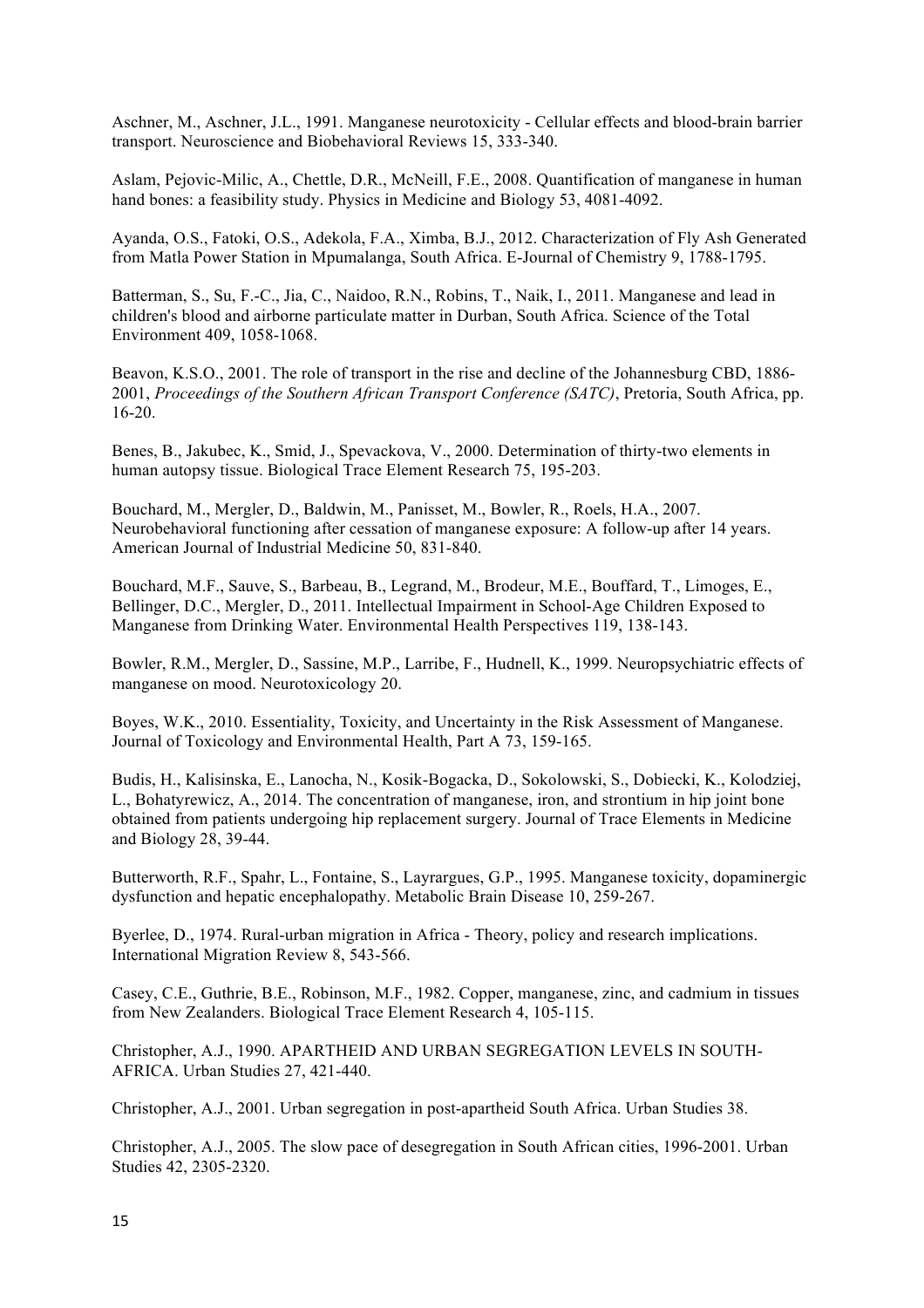Aschner, M., Aschner, J.L., 1991. Manganese neurotoxicity - Cellular effects and blood-brain barrier transport. Neuroscience and Biobehavioral Reviews 15, 333-340.

Aslam, Pejovic-Milic, A., Chettle, D.R., McNeill, F.E., 2008. Quantification of manganese in human hand bones: a feasibility study. Physics in Medicine and Biology 53, 4081-4092.

Ayanda, O.S., Fatoki, O.S., Adekola, F.A., Ximba, B.J., 2012. Characterization of Fly Ash Generated from Matla Power Station in Mpumalanga, South Africa. E-Journal of Chemistry 9, 1788-1795.

Batterman, S., Su, F.-C., Jia, C., Naidoo, R.N., Robins, T., Naik, I., 2011. Manganese and lead in children's blood and airborne particulate matter in Durban, South Africa. Science of the Total Environment 409, 1058-1068.

Beavon, K.S.O., 2001. The role of transport in the rise and decline of the Johannesburg CBD, 1886-2001, *Proceedings of the Southern African Transport Conference (SATC)*, Pretoria, South Africa, pp. 16-20.

Benes, B., Jakubec, K., Smid, J., Spevackova, V., 2000. Determination of thirty-two elements in human autopsy tissue. Biological Trace Element Research 75, 195-203.

Bouchard, M., Mergler, D., Baldwin, M., Panisset, M., Bowler, R., Roels, H.A., 2007. Neurobehavioral functioning after cessation of manganese exposure: A follow-up after 14 years. American Journal of Industrial Medicine 50, 831-840.

Bouchard, M.F., Sauve, S., Barbeau, B., Legrand, M., Brodeur, M.E., Bouffard, T., Limoges, E., Bellinger, D.C., Mergler, D., 2011. Intellectual Impairment in School-Age Children Exposed to Manganese from Drinking Water. Environmental Health Perspectives 119, 138-143.

Bowler, R.M., Mergler, D., Sassine, M.P., Larribe, F., Hudnell, K., 1999. Neuropsychiatric effects of manganese on mood. Neurotoxicology 20.

Boyes, W.K., 2010. Essentiality, Toxicity, and Uncertainty in the Risk Assessment of Manganese. Journal of Toxicology and Environmental Health, Part A 73, 159-165.

Budis, H., Kalisinska, E., Lanocha, N., Kosik-Bogacka, D., Sokolowski, S., Dobiecki, K., Kolodziej, L., Bohatyrewicz, A., 2014. The concentration of manganese, iron, and strontium in hip joint bone obtained from patients undergoing hip replacement surgery. Journal of Trace Elements in Medicine and Biology 28, 39-44.

Butterworth, R.F., Spahr, L., Fontaine, S., Layrargues, G.P., 1995. Manganese toxicity, dopaminergic dysfunction and hepatic encephalopathy. Metabolic Brain Disease 10, 259-267.

Byerlee, D., 1974. Rural-urban migration in Africa - Theory, policy and research implications. International Migration Review 8, 543-566.

Casey, C.E., Guthrie, B.E., Robinson, M.F., 1982. Copper, manganese, zinc, and cadmium in tissues from New Zealanders. Biological Trace Element Research 4, 105-115.

Christopher, A.J., 1990. APARTHEID AND URBAN SEGREGATION LEVELS IN SOUTH-AFRICA. Urban Studies 27, 421-440.

Christopher, A.J., 2001. Urban segregation in post-apartheid South Africa. Urban Studies 38.

Christopher, A.J., 2005. The slow pace of desegregation in South African cities, 1996-2001. Urban Studies 42, 2305-2320.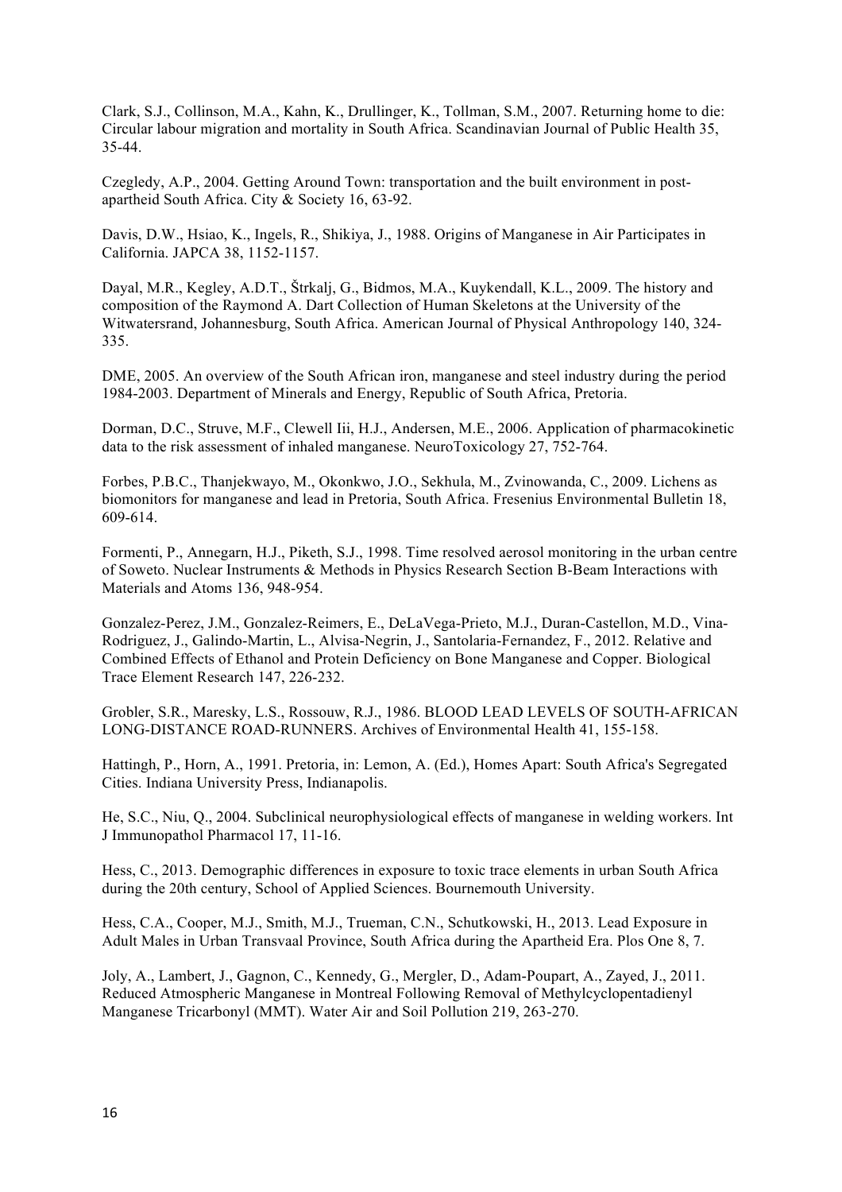Clark, S.J., Collinson, M.A., Kahn, K., Drullinger, K., Tollman, S.M., 2007. Returning home to die: Circular labour migration and mortality in South Africa. Scandinavian Journal of Public Health 35, 35-44.

Czegledy, A.P., 2004. Getting Around Town: transportation and the built environment in post-apartheid South Africa. City & Society 16, 63-92.

Davis, D.W., Hsiao, K., Ingels, R., Shikiya, J., 1988. Origins of Manganese in Air Participates in California. JAPCA 38, 1152-1157.

Dayal, M.R., Kegley, A.D.T., Štrkalj, G., Bidmos, M.A., Kuykendall, K.L., 2009. The history and composition of the Raymond A. Dart Collection of Human Skeletons at the University of the Witwatersrand, Johannesburg, South Africa. American Journal of Physical Anthropology 140, 324-335.

DME, 2005. An overview of the South African iron, manganese and steel industry during the period 1984-2003. Department of Minerals and Energy, Republic of South Africa, Pretoria.

Dorman, D.C., Struve, M.F., Clewell Iii, H.J., Andersen, M.E., 2006. Application of pharmacokinetic data to the risk assessment of inhaled manganese. NeuroToxicology 27, 752-764.

Forbes, P.B.C., Thanjekwayo, M., Okonkwo, J.O., Sekhula, M., Zvinowanda, C., 2009. Lichens as biomonitors for manganese and lead in Pretoria, South Africa. Fresenius Environmental Bulletin 18, 609-614.

Formenti, P., Annegarn, H.J., Piketh, S.J., 1998. Time resolved aerosol monitoring in the urban centre of Soweto. Nuclear Instruments & Methods in Physics Research Section B-Beam Interactions with Materials and Atoms 136, 948-954.

Gonzalez-Perez, J.M., Gonzalez-Reimers, E., DeLaVega-Prieto, M.J., Duran-Castellon, M.D., Vina-Rodriguez, J., Galindo-Martin, L., Alvisa-Negrin, J., Santolaria-Fernandez, F., 2012. Relative and Combined Effects of Ethanol and Protein Deficiency on Bone Manganese and Copper. Biological Trace Element Research 147, 226-232.

Grobler, S.R., Maresky, L.S., Rossouw, R.J., 1986. BLOOD LEAD LEVELS OF SOUTH-AFRICAN LONG-DISTANCE ROAD-RUNNERS. Archives of Environmental Health 41, 155-158.

Hattingh, P., Horn, A., 1991. Pretoria, in: Lemon, A. (Ed.), Homes Apart: South Africa's Segregated Cities. Indiana University Press, Indianapolis.

He, S.C., Niu, Q., 2004. Subclinical neurophysiological effects of manganese in welding workers. Int J Immunopathol Pharmacol 17, 11-16.

Hess, C., 2013. Demographic differences in exposure to toxic trace elements in urban South Africa during the 20th century, School of Applied Sciences. Bournemouth University.

Hess, C.A., Cooper, M.J., Smith, M.J., Trueman, C.N., Schutkowski, H., 2013. Lead Exposure in Adult Males in Urban Transvaal Province, South Africa during the Apartheid Era. Plos One 8, 7.

Joly, A., Lambert, J., Gagnon, C., Kennedy, G., Mergler, D., Adam-Poupart, A., Zayed, J., 2011. Reduced Atmospheric Manganese in Montreal Following Removal of Methylcyclopentadienyl Manganese Tricarbonyl (MMT). Water Air and Soil Pollution 219, 263-270.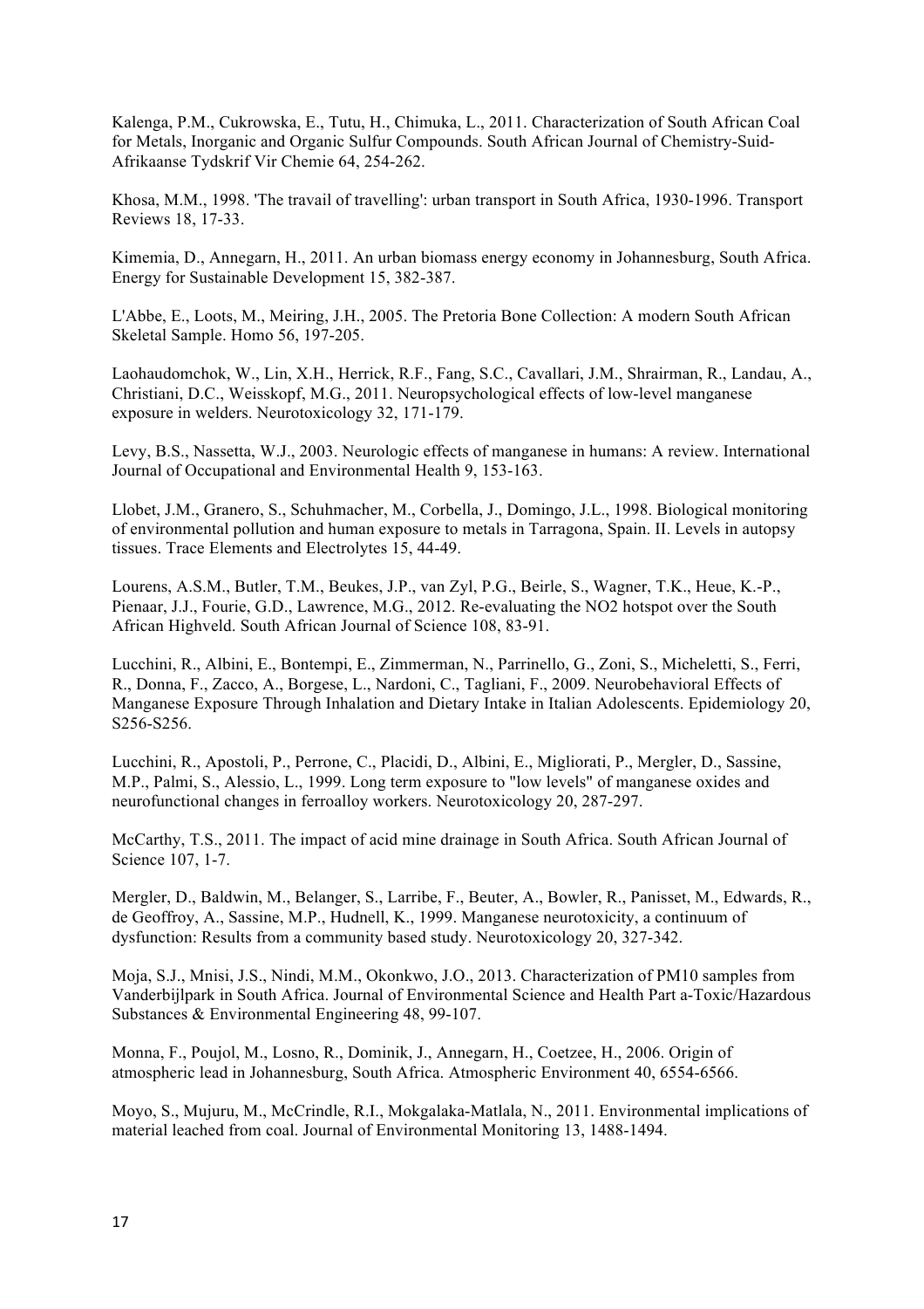Kalenga, P.M., Cukrowska, E., Tutu, H., Chimuka, L., 2011. Characterization of South African Coal for Metals, Inorganic and Organic Sulfur Compounds. South African Journal of Chemistry-Suid-Afrikaanse Tydskrif Vir Chemie 64, 254-262.

Khosa, M.M., 1998. 'The travail of travelling': urban transport in South Africa, 1930-1996. Transport Reviews 18, 17-33.

Kimemia, D., Annegarn, H., 2011. An urban biomass energy economy in Johannesburg, South Africa. Energy for Sustainable Development 15, 382-387.

L'Abbe, E., Loots, M., Meiring, J.H., 2005. The Pretoria Bone Collection: A modern South African Skeletal Sample. Homo 56, 197-205.

Laohaudomchok, W., Lin, X.H., Herrick, R.F., Fang, S.C., Cavallari, J.M., Shrairman, R., Landau, A., Christiani, D.C., Weisskopf, M.G., 2011. Neuropsychological effects of low-level manganese exposure in welders. Neurotoxicology 32, 171-179.

Levy, B.S., Nassetta, W.J., 2003. Neurologic effects of manganese in humans: A review. International Journal of Occupational and Environmental Health 9, 153-163.

Llobet, J.M., Granero, S., Schuhmacher, M., Corbella, J., Domingo, J.L., 1998. Biological monitoring of environmental pollution and human exposure to metals in Tarragona, Spain. II. Levels in autopsy tissues. Trace Elements and Electrolytes 15, 44-49.

Lourens, A.S.M., Butler, T.M., Beukes, J.P., van Zyl, P.G., Beirle, S., Wagner, T.K., Heue, K.-P., Pienaar, J.J., Fourie, G.D., Lawrence, M.G., 2012. Re-evaluating the NO2 hotspot over the South African Highveld. South African Journal of Science 108, 83-91.

Lucchini, R., Albini, E., Bontempi, E., Zimmerman, N., Parrinello, G., Zoni, S., Micheletti, S., Ferri, R., Donna, F., Zacco, A., Borgese, L., Nardoni, C., Tagliani, F., 2009. Neurobehavioral Effects of Manganese Exposure Through Inhalation and Dietary Intake in Italian Adolescents. Epidemiology 20, S256-S256.

Lucchini, R., Apostoli, P., Perrone, C., Placidi, D., Albini, E., Migliorati, P., Mergler, D., Sassine, M.P., Palmi, S., Alessio, L., 1999. Long term exposure to "low levels" of manganese oxides and neurofunctional changes in ferroalloy workers. Neurotoxicology 20, 287-297.

McCarthy, T.S., 2011. The impact of acid mine drainage in South Africa. South African Journal of Science 107, 1-7.

Mergler, D., Baldwin, M., Belanger, S., Larribe, F., Beuter, A., Bowler, R., Panisset, M., Edwards, R., de Geoffroy, A., Sassine, M.P., Hudnell, K., 1999. Manganese neurotoxicity, a continuum of dysfunction: Results from a community based study. Neurotoxicology 20, 327-342.

Moja, S.J., Mnisi, J.S., Nindi, M.M., Okonkwo, J.O., 2013. Characterization of PM10 samples from Vanderbijlpark in South Africa. Journal of Environmental Science and Health Part a-Toxic/Hazardous Substances & Environmental Engineering 48, 99-107.

Monna, F., Poujol, M., Losno, R., Dominik, J., Annegarn, H., Coetzee, H., 2006. Origin of atmospheric lead in Johannesburg, South Africa. Atmospheric Environment 40, 6554-6566.

Moyo, S., Mujuru, M., McCrindle, R.I., Mokgalaka-Matlala, N., 2011. Environmental implications of material leached from coal. Journal of Environmental Monitoring 13, 1488-1494.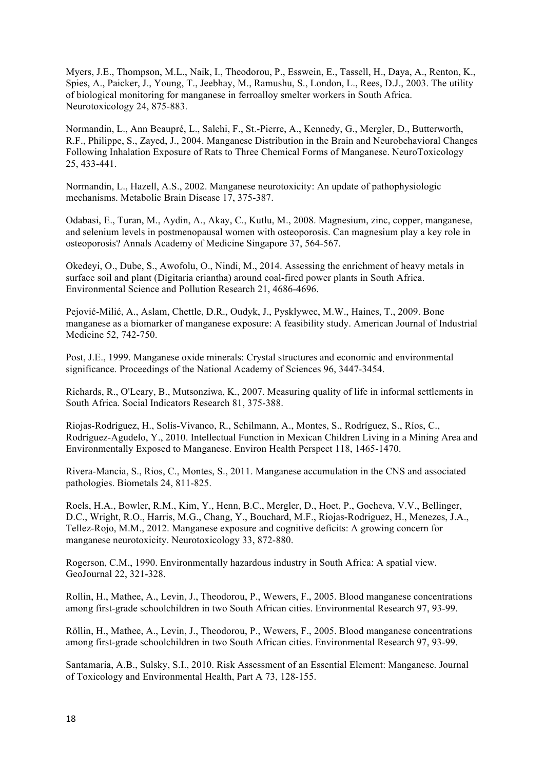Myers, J.E., Thompson, M.L., Naik, I., Theodorou, P., Esswein, E., Tassell, H., Daya, A., Renton, K., Spies, A., Paicker, J., Young, T., Jeebhay, M., Ramushu, S., London, L., Rees, D.J., 2003. The utility of biological monitoring for manganese in ferroalloy smelter workers in South Africa. Neurotoxicology 24, 875-883.

Normandin, L., Ann Beaupré, L., Salehi, F., St.-Pierre, A., Kennedy, G., Mergler, D., Butterworth, R.F., Philippe, S., Zayed, J., 2004. Manganese Distribution in the Brain and Neurobehavioral Changes Following Inhalation Exposure of Rats to Three Chemical Forms of Manganese. NeuroToxicology 25, 433-441.

Normandin, L., Hazell, A.S., 2002. Manganese neurotoxicity: An update of pathophysiologic mechanisms. Metabolic Brain Disease 17, 375-387.

Odabasi, E., Turan, M., Aydin, A., Akay, C., Kutlu, M., 2008. Magnesium, zinc, copper, manganese, and selenium levels in postmenopausal women with osteoporosis. Can magnesium play a key role in osteoporosis? Annals Academy of Medicine Singapore 37, 564-567.

Okedeyi, O., Dube, S., Awofolu, O., Nindi, M., 2014. Assessing the enrichment of heavy metals in surface soil and plant (Digitaria eriantha) around coal-fired power plants in South Africa. Environmental Science and Pollution Research 21, 4686-4696.

Pejović-Milić, A., Aslam, Chettle, D.R., Oudyk, J., Pysklywec, M.W., Haines, T., 2009. Bone manganese as a biomarker of manganese exposure: A feasibility study. American Journal of Industrial Medicine 52, 742-750.

Post, J.E., 1999. Manganese oxide minerals: Crystal structures and economic and environmental significance. Proceedings of the National Academy of Sciences 96, 3447-3454.

Richards, R., O'Leary, B., Mutsonziwa, K., 2007. Measuring quality of life in informal settlements in South Africa. Social Indicators Research 81, 375-388.

Riojas-Rodríguez, H., Solís-Vivanco, R., Schilmann, A., Montes, S., Rodríguez, S., Ríos, C., Rodríguez-Agudelo, Y., 2010. Intellectual Function in Mexican Children Living in a Mining Area and Environmentally Exposed to Manganese. Environ Health Perspect 118, 1465-1470.

Rivera-Mancia, S., Rios, C., Montes, S., 2011. Manganese accumulation in the CNS and associated pathologies. Biometals 24, 811-825.

Roels, H.A., Bowler, R.M., Kim, Y., Henn, B.C., Mergler, D., Hoet, P., Gocheva, V.V., Bellinger, D.C., Wright, R.O., Harris, M.G., Chang, Y., Bouchard, M.F., Riojas-Rodriguez, H., Menezes, J.A., Tellez-Rojo, M.M., 2012. Manganese exposure and cognitive deficits: A growing concern for manganese neurotoxicity. Neurotoxicology 33, 872-880.

Rogerson, C.M., 1990. Environmentally hazardous industry in South Africa: A spatial view. GeoJournal 22, 321-328.

Rollin, H., Mathee, A., Levin, J., Theodorou, P., Wewers, F., 2005. Blood manganese concentrations among first-grade schoolchildren in two South African cities. Environmental Research 97, 93-99.

Röllin, H., Mathee, A., Levin, J., Theodorou, P., Wewers, F., 2005. Blood manganese concentrations among first-grade schoolchildren in two South African cities. Environmental Research 97, 93-99.

Santamaria, A.B., Sulsky, S.I., 2010. Risk Assessment of an Essential Element: Manganese. Journal of Toxicology and Environmental Health, Part A 73, 128-155.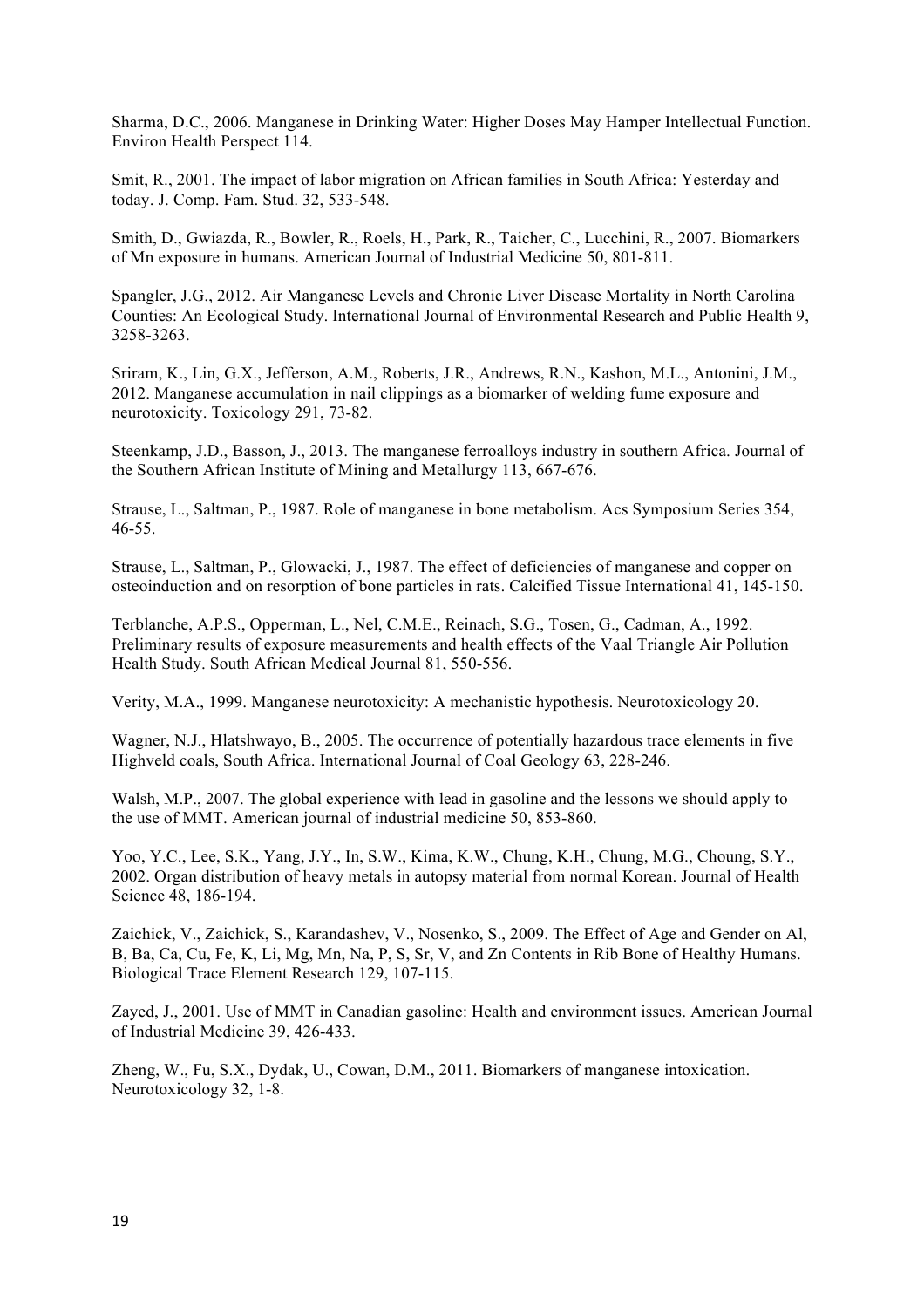Sharma, D.C., 2006. Manganese in Drinking Water: Higher Doses May Hamper Intellectual Function. Environ Health Perspect 114.

Smit, R., 2001. The impact of labor migration on African families in South Africa: Yesterday and today. J. Comp. Fam. Stud. 32, 533-548.

Smith, D., Gwiazda, R., Bowler, R., Roels, H., Park, R., Taicher, C., Lucchini, R., 2007. Biomarkers of Mn exposure in humans. American Journal of Industrial Medicine 50, 801-811.

Spangler, J.G., 2012. Air Manganese Levels and Chronic Liver Disease Mortality in North Carolina Counties: An Ecological Study. International Journal of Environmental Research and Public Health 9, 3258-3263.

Sriram, K., Lin, G.X., Jefferson, A.M., Roberts, J.R., Andrews, R.N., Kashon, M.L., Antonini, J.M., 2012. Manganese accumulation in nail clippings as a biomarker of welding fume exposure and neurotoxicity. Toxicology 291, 73-82.

Steenkamp, J.D., Basson, J., 2013. The manganese ferroalloys industry in southern Africa. Journal of the Southern African Institute of Mining and Metallurgy 113, 667-676.

Strause, L., Saltman, P., 1987. Role of manganese in bone metabolism. Acs Symposium Series 354, 46-55.

Strause, L., Saltman, P., Glowacki, J., 1987. The effect of deficiencies of manganese and copper on osteoinduction and on resorption of bone particles in rats. Calcified Tissue International 41, 145-150.

Terblanche, A.P.S., Opperman, L., Nel, C.M.E., Reinach, S.G., Tosen, G., Cadman, A., 1992. Preliminary results of exposure measurements and health effects of the Vaal Triangle Air Pollution Health Study. South African Medical Journal 81, 550-556.

Verity, M.A., 1999. Manganese neurotoxicity: A mechanistic hypothesis. Neurotoxicology 20.

Wagner, N.J., Hlatshwayo, B., 2005. The occurrence of potentially hazardous trace elements in five Highveld coals, South Africa. International Journal of Coal Geology 63, 228-246.

Walsh, M.P., 2007. The global experience with lead in gasoline and the lessons we should apply to the use of MMT. American journal of industrial medicine 50, 853-860.

Yoo, Y.C., Lee, S.K., Yang, J.Y., In, S.W., Kima, K.W., Chung, K.H., Chung, M.G., Choung, S.Y., 2002. Organ distribution of heavy metals in autopsy material from normal Korean. Journal of Health Science 48, 186-194.

Zaichick, V., Zaichick, S., Karandashev, V., Nosenko, S., 2009. The Effect of Age and Gender on Al, B, Ba, Ca, Cu, Fe, K, Li, Mg, Mn, Na, P, S, Sr, V, and Zn Contents in Rib Bone of Healthy Humans. Biological Trace Element Research 129, 107-115.

Zayed, J., 2001. Use of MMT in Canadian gasoline: Health and environment issues. American Journal of Industrial Medicine 39, 426-433.

Zheng, W., Fu, S.X., Dydak, U., Cowan, D.M., 2011. Biomarkers of manganese intoxication. Neurotoxicology 32, 1-8.